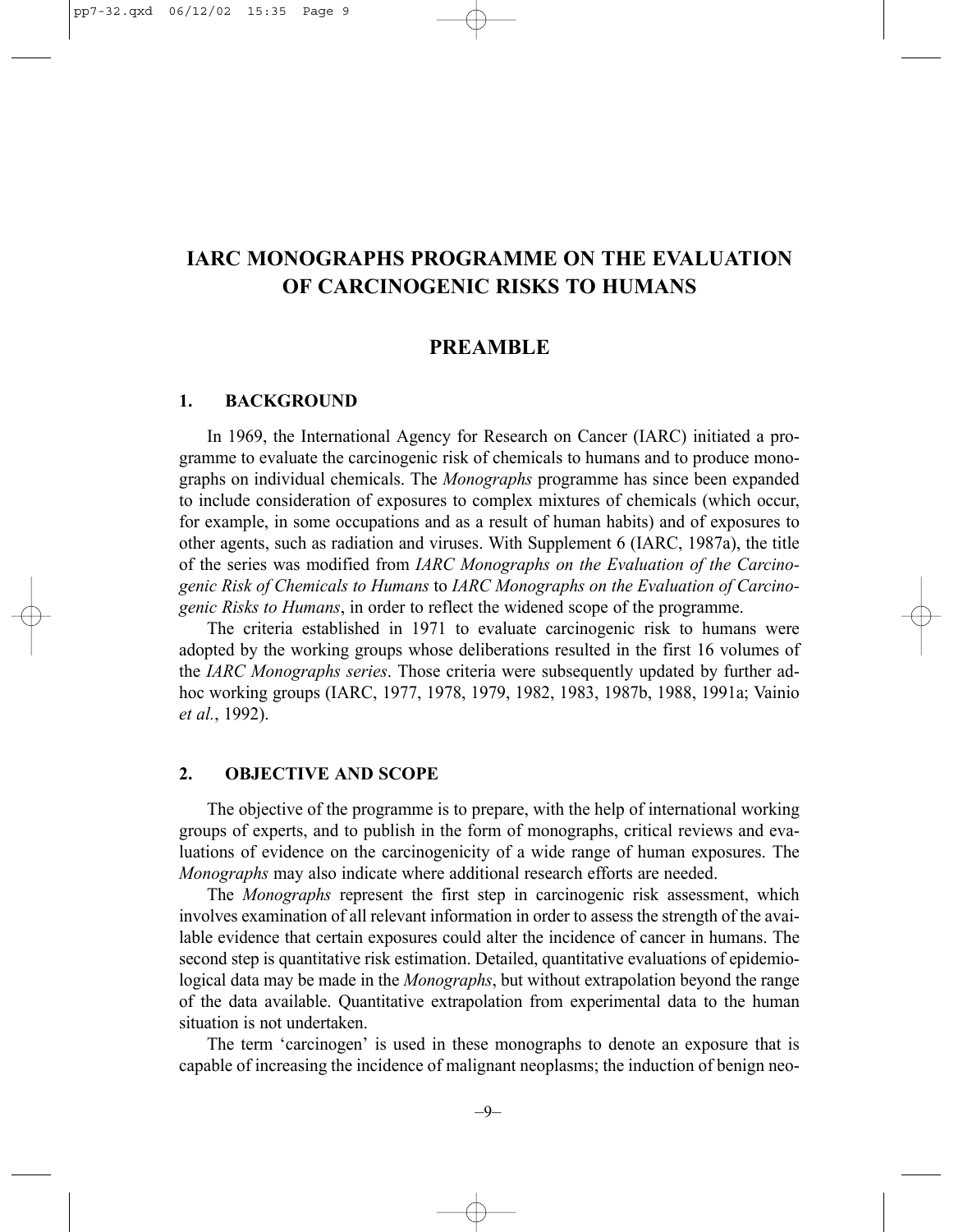# IARC MONOGRAPHS PROGRAMME ON THE EVALUATION OF CARCINOGENIC RISKS TO HUMANS

## PREAMBLE

### 1. BACKGROUND

In 1969, the International Agency for Research on Cancer (IARC) initiated a programme to evaluate the carcinogenic risk of chemicals to humans and to produce monographs on individual chemicals. The *Monographs* programme has since been expanded to include consideration of exposures to complex mixtures of chemicals (which occur, for example, in some occupations and as a result of human habits) and of exposures to other agents, such as radiation and viruses. With Supplement 6 (IARC, 1987a), the title of the series was modified from *IARC Monographs on the Evaluation of the Carcinogenic Risk of Chemicals to Humans* to *IARC Monographs on the Evaluation of Carcinogenic Risks to Humans*, in order to reflect the widened scope of the programme.

The criteria established in 1971 to evaluate carcinogenic risk to humans were adopted by the working groups whose deliberations resulted in the first 16 volumes of the *IARC Monographs series*. Those criteria were subsequently updated by further adhoc working groups (IARC, 1977, 1978, 1979, 1982, 1983, 1987b, 1988, 1991a; Vainio *et al.*, 1992).

### 2. OBJECTIVE AND SCOPE

The objective of the programme is to prepare, with the help of international working groups of experts, and to publish in the form of monographs, critical reviews and evaluations of evidence on the carcinogenicity of a wide range of human exposures. The *Monographs* may also indicate where additional research efforts are needed.

The *Monographs* represent the first step in carcinogenic risk assessment, which involves examination of all relevant information in order to assess the strength of the available evidence that certain exposures could alter the incidence of cancer in humans. The second step is quantitative risk estimation. Detailed, quantitative evaluations of epidemiological data may be made in the *Monographs*, but without extrapolation beyond the range of the data available. Quantitative extrapolation from experimental data to the human situation is not undertaken.

The term 'carcinogen' is used in these monographs to denote an exposure that is capable of increasing the incidence of malignant neoplasms; the induction of benign neo-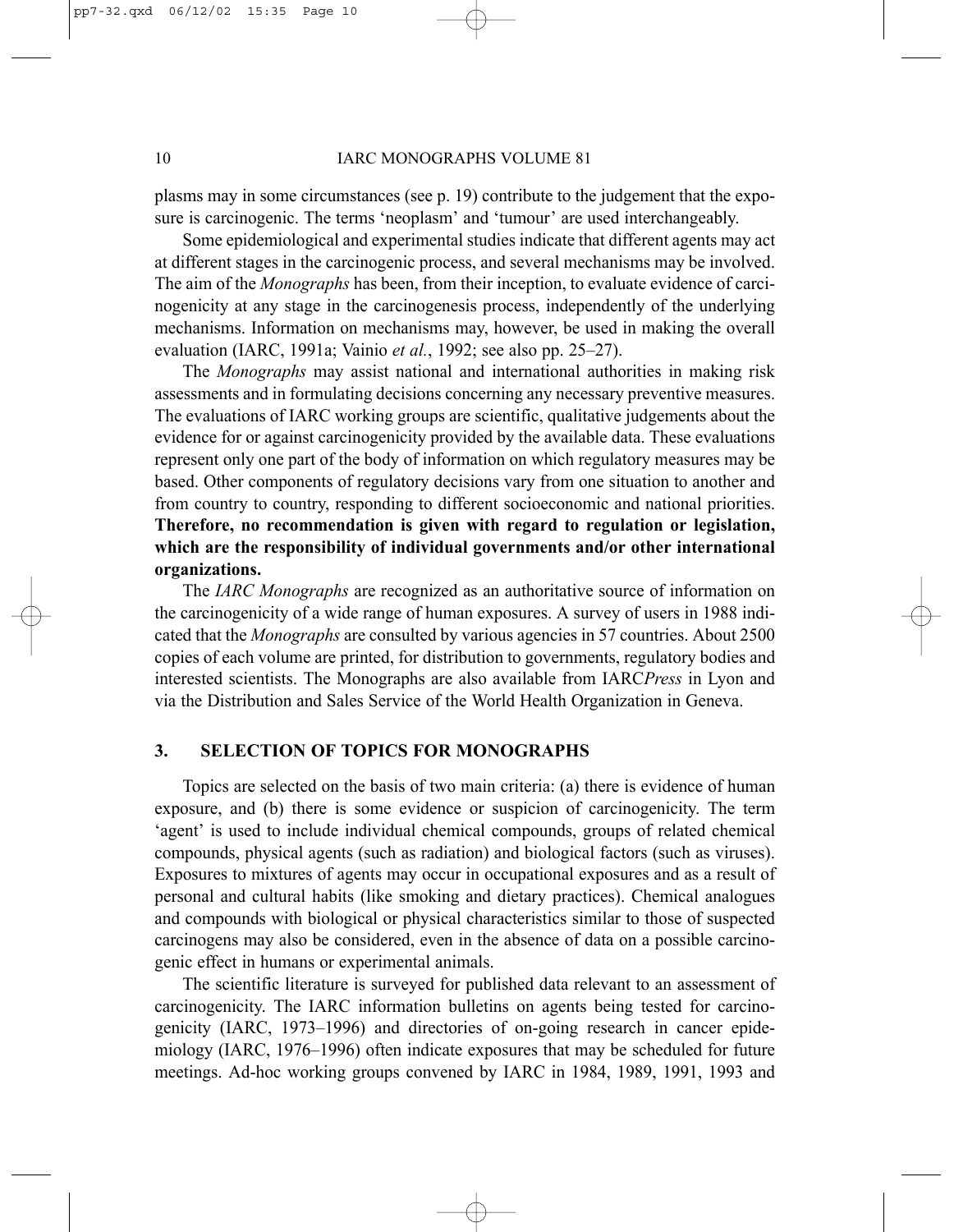plasms may in some circumstances (see p. 19) contribute to the judgement that the exposure is carcinogenic. The terms 'neoplasm' and 'tumour' are used interchangeably.

Some epidemiological and experimental studies indicate that different agents may act at different stages in the carcinogenic process, and several mechanisms may be involved. The aim of the *Monographs* has been, from their inception, to evaluate evidence of carcinogenicity at any stage in the carcinogenesis process, independently of the underlying mechanisms. Information on mechanisms may, however, be used in making the overall evaluation (IARC, 1991a; Vainio *et al.*, 1992; see also pp. 25–27).

The *Monographs* may assist national and international authorities in making risk assessments and in formulating decisions concerning any necessary preventive measures. The evaluations of IARC working groups are scientific, qualitative judgements about the evidence for or against carcinogenicity provided by the available data. These evaluations represent only one part of the body of information on which regulatory measures may be based. Other components of regulatory decisions vary from one situation to another and from country to country, responding to different socioeconomic and national priorities. **Therefore, no recommendation is given with regard to regulation or legislation, which are the responsibility of individual governments and/or other international organizations.**

The *IARC Monographs* are recognized as an authoritative source of information on the carcinogenicity of a wide range of human exposures. A survey of users in 1988 indicated that the *Monographs* are consulted by various agencies in 57 countries. About 2500 copies of each volume are printed, for distribution to governments, regulatory bodies and interested scientists. The Monographs are also available from IARC*Press* in Lyon and via the Distribution and Sales Service of the World Health Organization in Geneva.

## 3. SELECTION OF TOPICS FOR MONOGRAPHS

Topics are selected on the basis of two main criteria: (a) there is evidence of human exposure, and (b) there is some evidence or suspicion of carcinogenicity. The term 'agent' is used to include individual chemical compounds, groups of related chemical compounds, physical agents (such as radiation) and biological factors (such as viruses). Exposures to mixtures of agents may occur in occupational exposures and as a result of personal and cultural habits (like smoking and dietary practices). Chemical analogues and compounds with biological or physical characteristics similar to those of suspected carcinogens may also be considered, even in the absence of data on a possible carcinogenic effect in humans or experimental animals.

The scientific literature is surveyed for published data relevant to an assessment of carcinogenicity. The IARC information bulletins on agents being tested for carcinogenicity (IARC, 1973–1996) and directories of on-going research in cancer epidemiology (IARC, 1976–1996) often indicate exposures that may be scheduled for future meetings. Ad-hoc working groups convened by IARC in 1984, 1989, 1991, 1993 and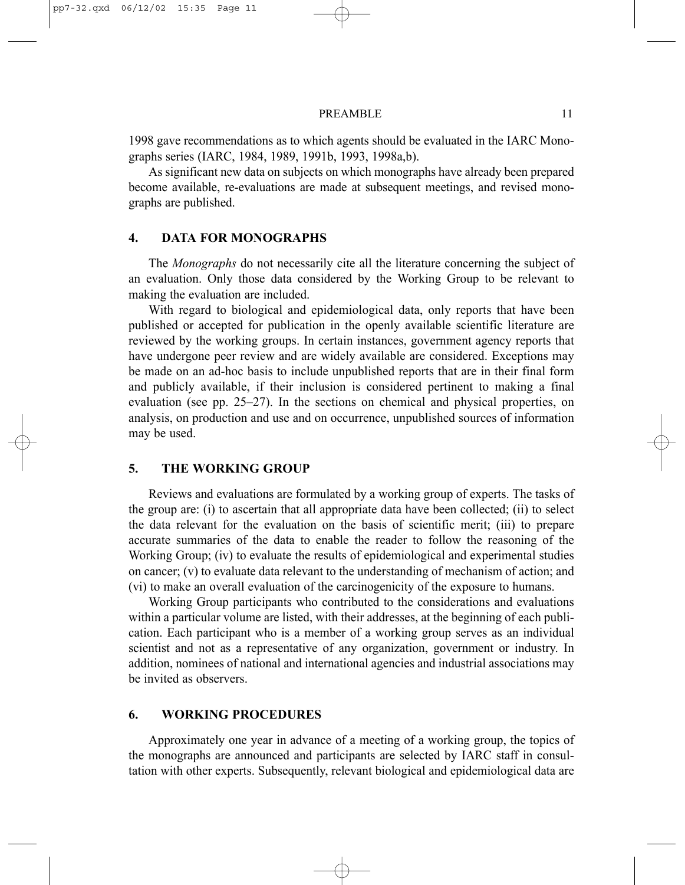1998 gave recommendations as to which agents should be evaluated in the IARC Monographs series (IARC, 1984, 1989, 1991b, 1993, 1998a,b).

As significant new data on subjects on which monographs have already been prepared become available, re-evaluations are made at subsequent meetings, and revised monographs are published.

## 4. DATA FOR MONOGRAPHS

The *Monographs* do not necessarily cite all the literature concerning the subject of an evaluation. Only those data considered by the Working Group to be relevant to making the evaluation are included.

With regard to biological and epidemiological data, only reports that have been published or accepted for publication in the openly available scientific literature are reviewed by the working groups. In certain instances, government agency reports that have undergone peer review and are widely available are considered. Exceptions may be made on an ad-hoc basis to include unpublished reports that are in their final form and publicly available, if their inclusion is considered pertinent to making a final evaluation (see pp. 25–27). In the sections on chemical and physical properties, on analysis, on production and use and on occurrence, unpublished sources of information may be used.

## 5. THE WORKING GROUP

Reviews and evaluations are formulated by a working group of experts. The tasks of the group are: (i) to ascertain that all appropriate data have been collected; (ii) to select the data relevant for the evaluation on the basis of scientific merit; (iii) to prepare accurate summaries of the data to enable the reader to follow the reasoning of the Working Group; (iv) to evaluate the results of epidemiological and experimental studies on cancer; (v) to evaluate data relevant to the understanding of mechanism of action; and (vi) to make an overall evaluation of the carcinogenicity of the exposure to humans.

Working Group participants who contributed to the considerations and evaluations within a particular volume are listed, with their addresses, at the beginning of each publication. Each participant who is a member of a working group serves as an individual scientist and not as a representative of any organization, government or industry. In addition, nominees of national and international agencies and industrial associations may be invited as observers.

## 6. WORKING PROCEDURES

Approximately one year in advance of a meeting of a working group, the topics of the monographs are announced and participants are selected by IARC staff in consultation with other experts. Subsequently, relevant biological and epidemiological data are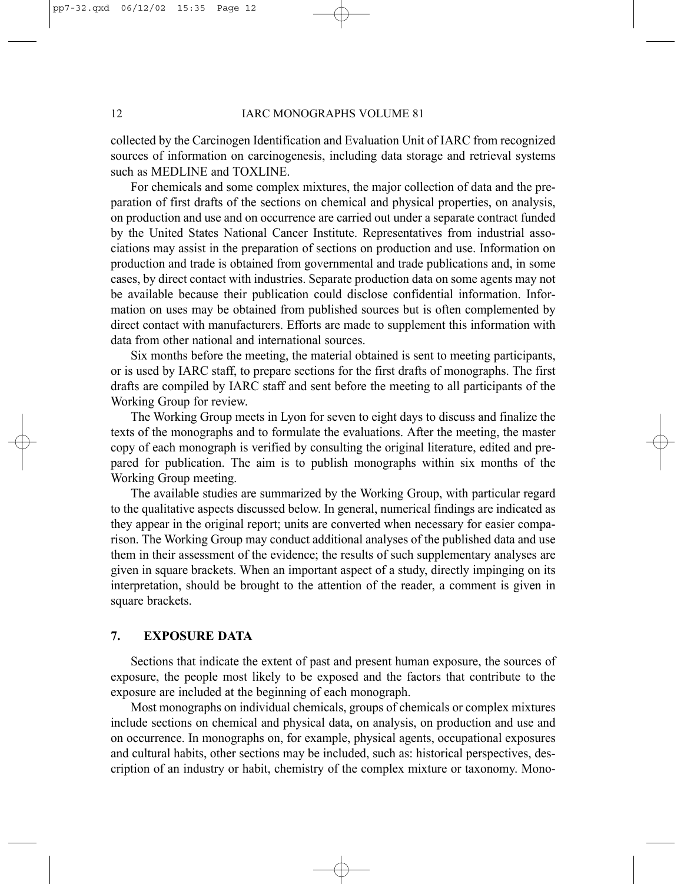collected by the Carcinogen Identification and Evaluation Unit of IARC from recognized sources of information on carcinogenesis, including data storage and retrieval systems such as MEDLINE and TOXLINE.

For chemicals and some complex mixtures, the major collection of data and the preparation of first drafts of the sections on chemical and physical properties, on analysis, on production and use and on occurrence are carried out under a separate contract funded by the United States National Cancer Institute. Representatives from industrial associations may assist in the preparation of sections on production and use. Information on production and trade is obtained from governmental and trade publications and, in some cases, by direct contact with industries. Separate production data on some agents may not be available because their publication could disclose confidential information. Information on uses may be obtained from published sources but is often complemented by direct contact with manufacturers. Efforts are made to supplement this information with data from other national and international sources.

Six months before the meeting, the material obtained is sent to meeting participants, or is used by IARC staff, to prepare sections for the first drafts of monographs. The first drafts are compiled by IARC staff and sent before the meeting to all participants of the Working Group for review.

The Working Group meets in Lyon for seven to eight days to discuss and finalize the texts of the monographs and to formulate the evaluations. After the meeting, the master copy of each monograph is verified by consulting the original literature, edited and prepared for publication. The aim is to publish monographs within six months of the Working Group meeting.

The available studies are summarized by the Working Group, with particular regard to the qualitative aspects discussed below. In general, numerical findings are indicated as they appear in the original report; units are converted when necessary for easier comparison. The Working Group may conduct additional analyses of the published data and use them in their assessment of the evidence; the results of such supplementary analyses are given in square brackets. When an important aspect of a study, directly impinging on its interpretation, should be brought to the attention of the reader, a comment is given in square brackets.

## 7. EXPOSURE DATA

Sections that indicate the extent of past and present human exposure, the sources of exposure, the people most likely to be exposed and the factors that contribute to the exposure are included at the beginning of each monograph.

Most monographs on individual chemicals, groups of chemicals or complex mixtures include sections on chemical and physical data, on analysis, on production and use and on occurrence. In monographs on, for example, physical agents, occupational exposures and cultural habits, other sections may be included, such as: historical perspectives, description of an industry or habit, chemistry of the complex mixture or taxonomy. Mono-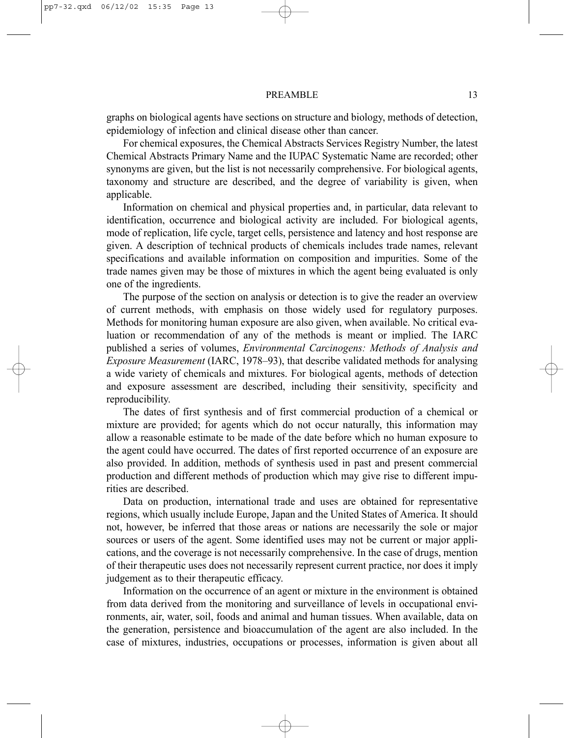graphs on biological agents have sections on structure and biology, methods of detection, epidemiology of infection and clinical disease other than cancer.

For chemical exposures, the Chemical Abstracts Services Registry Number, the latest Chemical Abstracts Primary Name and the IUPAC Systematic Name are recorded; other synonyms are given, but the list is not necessarily comprehensive. For biological agents, taxonomy and structure are described, and the degree of variability is given, when applicable.

Information on chemical and physical properties and, in particular, data relevant to identification, occurrence and biological activity are included. For biological agents, mode of replication, life cycle, target cells, persistence and latency and host response are given. A description of technical products of chemicals includes trade names, relevant specifications and available information on composition and impurities. Some of the trade names given may be those of mixtures in which the agent being evaluated is only one of the ingredients.

The purpose of the section on analysis or detection is to give the reader an overview of current methods, with emphasis on those widely used for regulatory purposes. Methods for monitoring human exposure are also given, when available. No critical evaluation or recommendation of any of the methods is meant or implied. The IARC published a series of volumes, *Environmental Carcinogens: Methods of Analysis and Exposure Measurement* (IARC, 1978–93), that describe validated methods for analysing a wide variety of chemicals and mixtures. For biological agents, methods of detection and exposure assessment are described, including their sensitivity, specificity and reproducibility.

The dates of first synthesis and of first commercial production of a chemical or mixture are provided; for agents which do not occur naturally, this information may allow a reasonable estimate to be made of the date before which no human exposure to the agent could have occurred. The dates of first reported occurrence of an exposure are also provided. In addition, methods of synthesis used in past and present commercial production and different methods of production which may give rise to different impurities are described.

Data on production, international trade and uses are obtained for representative regions, which usually include Europe, Japan and the United States of America. It should not, however, be inferred that those areas or nations are necessarily the sole or major sources or users of the agent. Some identified uses may not be current or major applications, and the coverage is not necessarily comprehensive. In the case of drugs, mention of their therapeutic uses does not necessarily represent current practice, nor does it imply judgement as to their therapeutic efficacy.

Information on the occurrence of an agent or mixture in the environment is obtained from data derived from the monitoring and surveillance of levels in occupational environments, air, water, soil, foods and animal and human tissues. When available, data on the generation, persistence and bioaccumulation of the agent are also included. In the case of mixtures, industries, occupations or processes, information is given about all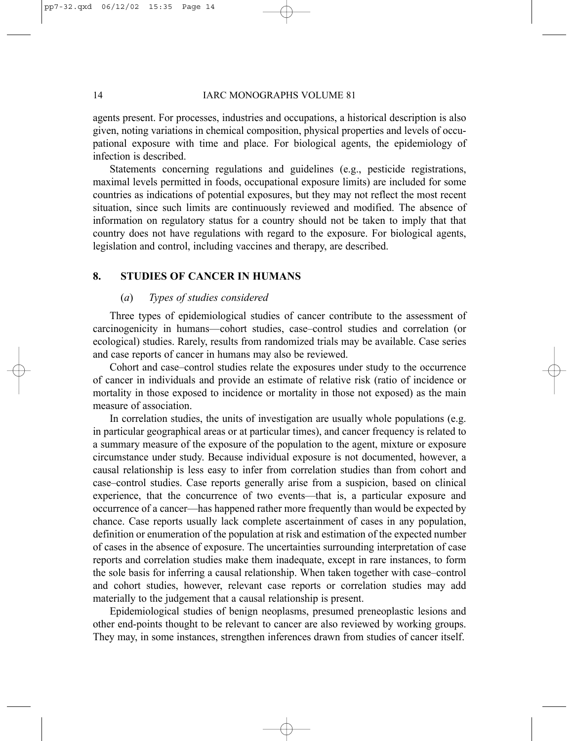agents present. For processes, industries and occupations, a historical description is also given, noting variations in chemical composition, physical properties and levels of occupational exposure with time and place. For biological agents, the epidemiology of infection is described.

Statements concerning regulations and guidelines (e.g., pesticide registrations, maximal levels permitted in foods, occupational exposure limits) are included for some countries as indications of potential exposures, but they may not reflect the most recent situation, since such limits are continuously reviewed and modified. The absence of information on regulatory status for a country should not be taken to imply that that country does not have regulations with regard to the exposure. For biological agents, legislation and control, including vaccines and therapy, are described.

## 8. STUDIES OF CANCER IN HUMANS

### (*a*) *Types of studies considered*

Three types of epidemiological studies of cancer contribute to the assessment of carcinogenicity in humans—cohort studies, case–control studies and correlation (or ecological) studies. Rarely, results from randomized trials may be available. Case series and case reports of cancer in humans may also be reviewed.

Cohort and case–control studies relate the exposures under study to the occurrence of cancer in individuals and provide an estimate of relative risk (ratio of incidence or mortality in those exposed to incidence or mortality in those not exposed) as the main measure of association.

In correlation studies, the units of investigation are usually whole populations (e.g. in particular geographical areas or at particular times), and cancer frequency is related to a summary measure of the exposure of the population to the agent, mixture or exposure circumstance under study. Because individual exposure is not documented, however, a causal relationship is less easy to infer from correlation studies than from cohort and case–control studies. Case reports generally arise from a suspicion, based on clinical experience, that the concurrence of two events—that is, a particular exposure and occurrence of a cancer—has happened rather more frequently than would be expected by chance. Case reports usually lack complete ascertainment of cases in any population, definition or enumeration of the population at risk and estimation of the expected number of cases in the absence of exposure. The uncertainties surrounding interpretation of case reports and correlation studies make them inadequate, except in rare instances, to form the sole basis for inferring a causal relationship. When taken together with case–control and cohort studies, however, relevant case reports or correlation studies may add materially to the judgement that a causal relationship is present.

Epidemiological studies of benign neoplasms, presumed preneoplastic lesions and other end-points thought to be relevant to cancer are also reviewed by working groups. They may, in some instances, strengthen inferences drawn from studies of cancer itself.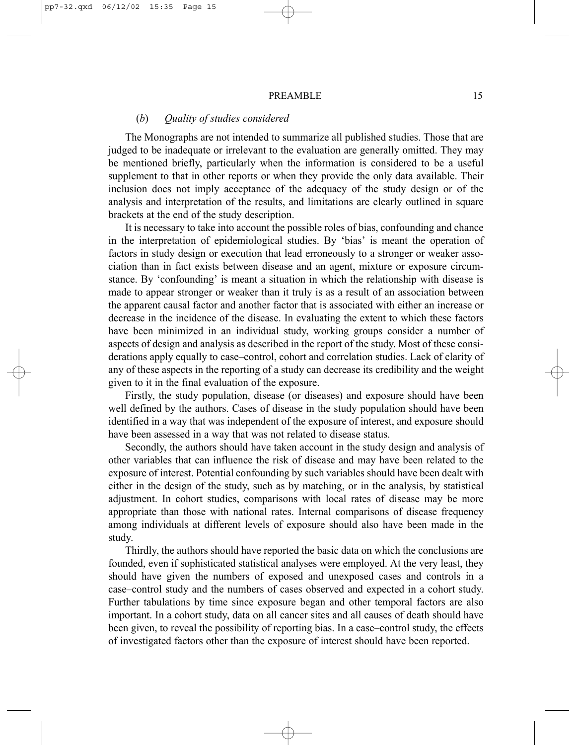### (*b*) *Quality of studies considered*

The Monographs are not intended to summarize all published studies. Those that are judged to be inadequate or irrelevant to the evaluation are generally omitted. They may be mentioned briefly, particularly when the information is considered to be a useful supplement to that in other reports or when they provide the only data available. Their inclusion does not imply acceptance of the adequacy of the study design or of the analysis and interpretation of the results, and limitations are clearly outlined in square brackets at the end of the study description.

It is necessary to take into account the possible roles of bias, confounding and chance in the interpretation of epidemiological studies. By 'bias' is meant the operation of factors in study design or execution that lead erroneously to a stronger or weaker association than in fact exists between disease and an agent, mixture or exposure circumstance. By 'confounding' is meant a situation in which the relationship with disease is made to appear stronger or weaker than it truly is as a result of an association between the apparent causal factor and another factor that is associated with either an increase or decrease in the incidence of the disease. In evaluating the extent to which these factors have been minimized in an individual study, working groups consider a number of aspects of design and analysis as described in the report of the study. Most of these considerations apply equally to case–control, cohort and correlation studies. Lack of clarity of any of these aspects in the reporting of a study can decrease its credibility and the weight given to it in the final evaluation of the exposure.

Firstly, the study population, disease (or diseases) and exposure should have been well defined by the authors. Cases of disease in the study population should have been identified in a way that was independent of the exposure of interest, and exposure should have been assessed in a way that was not related to disease status.

Secondly, the authors should have taken account in the study design and analysis of other variables that can influence the risk of disease and may have been related to the exposure of interest. Potential confounding by such variables should have been dealt with either in the design of the study, such as by matching, or in the analysis, by statistical adjustment. In cohort studies, comparisons with local rates of disease may be more appropriate than those with national rates. Internal comparisons of disease frequency among individuals at different levels of exposure should also have been made in the study.

Thirdly, the authors should have reported the basic data on which the conclusions are founded, even if sophisticated statistical analyses were employed. At the very least, they should have given the numbers of exposed and unexposed cases and controls in a case–control study and the numbers of cases observed and expected in a cohort study. Further tabulations by time since exposure began and other temporal factors are also important. In a cohort study, data on all cancer sites and all causes of death should have been given, to reveal the possibility of reporting bias. In a case–control study, the effects of investigated factors other than the exposure of interest should have been reported.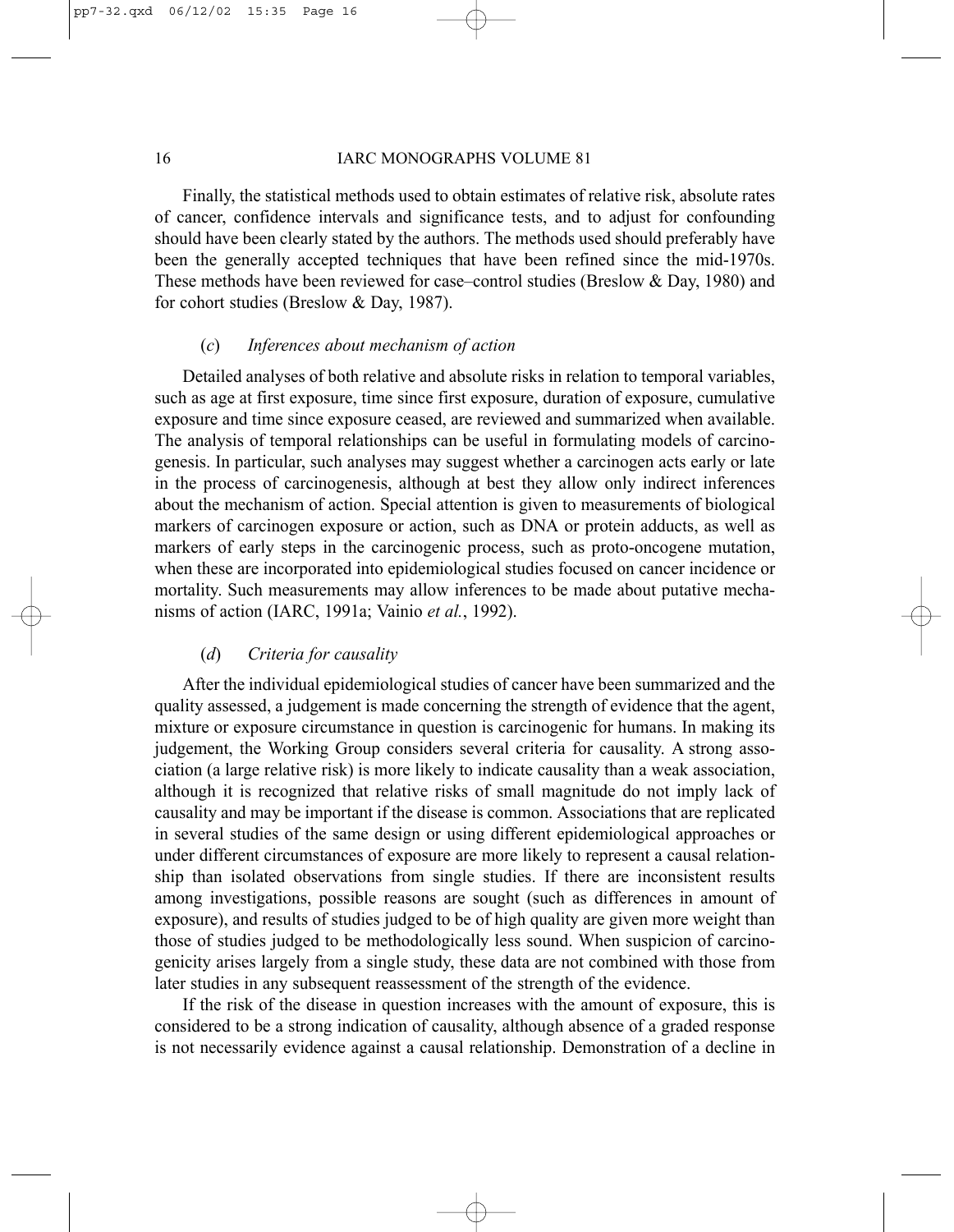Finally, the statistical methods used to obtain estimates of relative risk, absolute rates of cancer, confidence intervals and significance tests, and to adjust for confounding should have been clearly stated by the authors. The methods used should preferably have been the generally accepted techniques that have been refined since the mid-1970s. These methods have been reviewed for case–control studies (Breslow & Day, 1980) and for cohort studies (Breslow & Day, 1987).

#### (*c*) *Inferences about mechanism of action*

Detailed analyses of both relative and absolute risks in relation to temporal variables, such as age at first exposure, time since first exposure, duration of exposure, cumulative exposure and time since exposure ceased, are reviewed and summarized when available. The analysis of temporal relationships can be useful in formulating models of carcinogenesis. In particular, such analyses may suggest whether a carcinogen acts early or late in the process of carcinogenesis, although at best they allow only indirect inferences about the mechanism of action. Special attention is given to measurements of biological markers of carcinogen exposure or action, such as DNA or protein adducts, as well as markers of early steps in the carcinogenic process, such as proto-oncogene mutation, when these are incorporated into epidemiological studies focused on cancer incidence or mortality. Such measurements may allow inferences to be made about putative mechanisms of action (IARC, 1991a; Vainio *et al.*, 1992).

#### (*d*) *Criteria for causality*

After the individual epidemiological studies of cancer have been summarized and the quality assessed, a judgement is made concerning the strength of evidence that the agent, mixture or exposure circumstance in question is carcinogenic for humans. In making its judgement, the Working Group considers several criteria for causality. A strong association (a large relative risk) is more likely to indicate causality than a weak association, although it is recognized that relative risks of small magnitude do not imply lack of causality and may be important if the disease is common. Associations that are replicated in several studies of the same design or using different epidemiological approaches or under different circumstances of exposure are more likely to represent a causal relationship than isolated observations from single studies. If there are inconsistent results among investigations, possible reasons are sought (such as differences in amount of exposure), and results of studies judged to be of high quality are given more weight than those of studies judged to be methodologically less sound. When suspicion of carcinogenicity arises largely from a single study, these data are not combined with those from later studies in any subsequent reassessment of the strength of the evidence.

If the risk of the disease in question increases with the amount of exposure, this is considered to be a strong indication of causality, although absence of a graded response is not necessarily evidence against a causal relationship. Demonstration of a decline in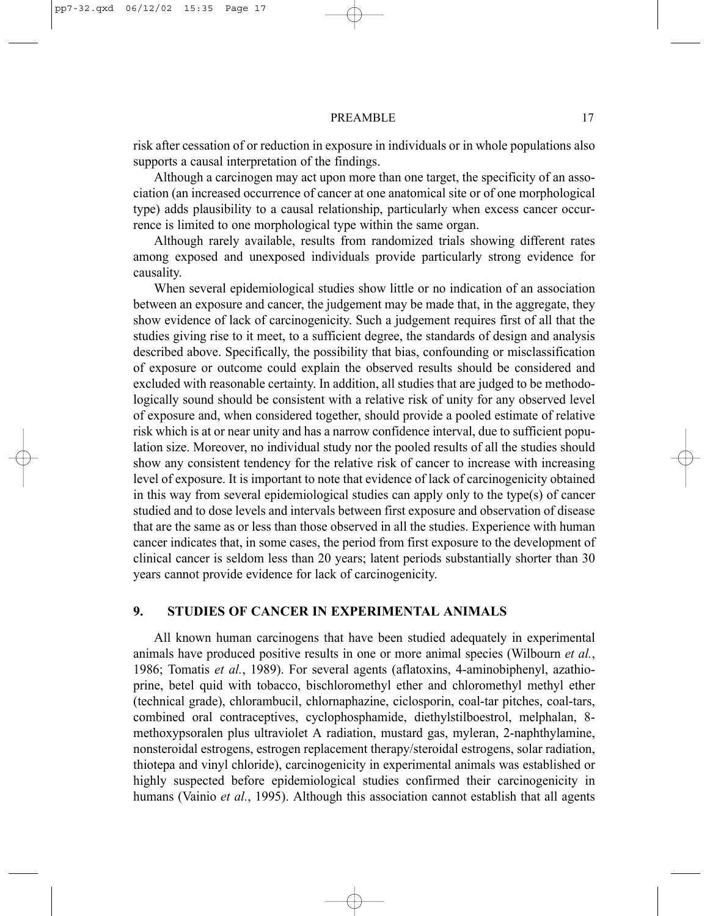risk after cessation of or reduction in exposure in individuals or in whole populations also supports a causal interpretation of the findings.

Although a carcinogen may act upon more than one target, the specificity of an association (an increased occurrence of cancer at one anatomical site or of one morphological type) adds plausibility to a causal relationship, particularly when excess cancer occurrence is limited to one morphological type within the same organ.

Although rarely available, results from randomized trials showing different rates among exposed and unexposed individuals provide particularly strong evidence for causality.

When several epidemiological studies show little or no indication of an association between an exposure and cancer, the judgement may be made that, in the aggregate, they show evidence of lack of carcinogenicity. Such a judgement requires first of all that the studies giving rise to it meet, to a sufficient degree, the standards of design and analysis described above. Specifically, the possibility that bias, confounding or misclassification of exposure or outcome could explain the observed results should be considered and excluded with reasonable certainty. In addition, all studies that are judged to be methodologically sound should be consistent with a relative risk of unity for any observed level of exposure and, when considered together, should provide a pooled estimate of relative risk which is at or near unity and has a narrow confidence interval, due to sufficient population size. Moreover, no individual study nor the pooled results of all the studies should show any consistent tendency for the relative risk of cancer to increase with increasing level of exposure. It is important to note that evidence of lack of carcinogenicity obtained in this way from several epidemiological studies can apply only to the type(s) of cancer studied and to dose levels and intervals between first exposure and observation of disease that are the same as or less than those observed in all the studies. Experience with human cancer indicates that, in some cases, the period from first exposure to the development of clinical cancer is seldom less than 20 years; latent periods substantially shorter than 30 years cannot provide evidence for lack of carcinogenicity.

## 9. STUDIES OF CANCER IN EXPERIMENTAL ANIMALS

All known human carcinogens that have been studied adequately in experimental animals have produced positive results in one or more animal species (Wilbourn *et al.*, 1986; Tomatis *et al.*, 1989). For several agents (aflatoxins, 4-aminobiphenyl, azathioprine, betel quid with tobacco, bischloromethyl ether and chloromethyl methyl ether (technical grade), chlorambucil, chlornaphazine, ciclosporin, coal-tar pitches, coal-tars, combined oral contraceptives, cyclophosphamide, diethylstilboestrol, melphalan, 8-methoxypsoralen plus ultraviolet A radiation, mustard gas, myleran, 2-naphthylamine, nonsteroidal estrogens, estrogen replacement therapy/steroidal estrogens, solar radiation, thiotepa and vinyl chloride), carcinogenicity in experimental animals was established or highly suspected before epidemiological studies confirmed their carcinogenicity in humans (Vainio *et al.*, 1995). Although this association cannot establish that all agents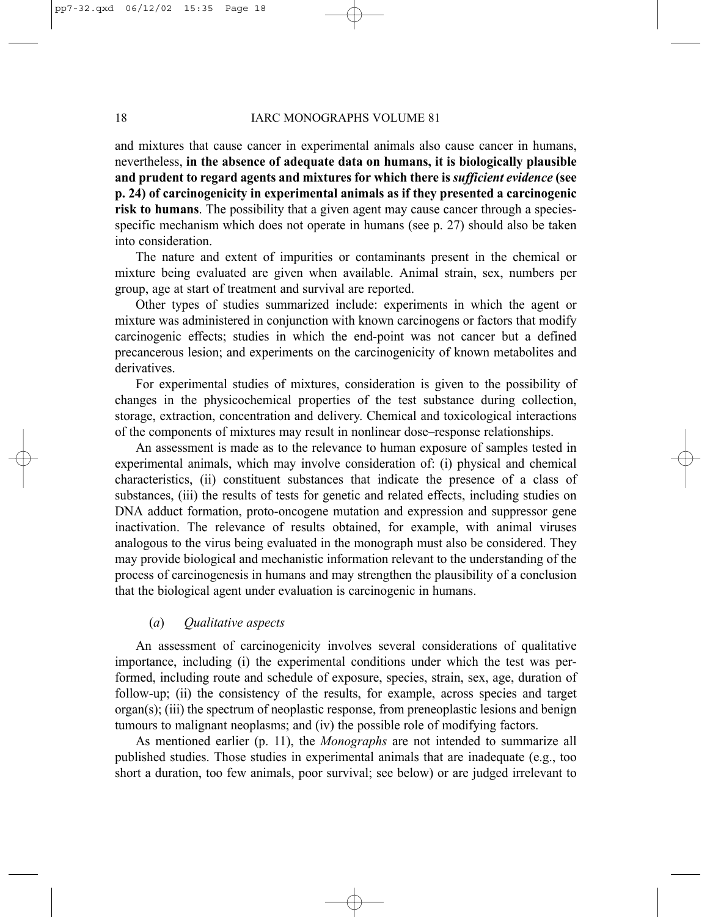and mixtures that cause cancer in experimental animals also cause cancer in humans, nevertheless, **in the absence of adequate data on humans, it is biologically plausible and prudent to regard agents and mixtures for which there is *sufficient evidence* (see p. 24) of carcinogenicity in experimental animals as if they presented a carcinogenic risk to humans**. The possibility that a given agent may cause cancer through a species-specific mechanism which does not operate in humans (see p. 27) should also be taken into consideration.

The nature and extent of impurities or contaminants present in the chemical or mixture being evaluated are given when available. Animal strain, sex, numbers per group, age at start of treatment and survival are reported.

Other types of studies summarized include: experiments in which the agent or mixture was administered in conjunction with known carcinogens or factors that modify carcinogenic effects; studies in which the end-point was not cancer but a defined precancerous lesion; and experiments on the carcinogenicity of known metabolites and derivatives.

For experimental studies of mixtures, consideration is given to the possibility of changes in the physicochemical properties of the test substance during collection, storage, extraction, concentration and delivery. Chemical and toxicological interactions of the components of mixtures may result in nonlinear dose–response relationships.

An assessment is made as to the relevance to human exposure of samples tested in experimental animals, which may involve consideration of: (i) physical and chemical characteristics, (ii) constituent substances that indicate the presence of a class of substances, (iii) the results of tests for genetic and related effects, including studies on DNA adduct formation, proto-oncogene mutation and expression and suppressor gene inactivation. The relevance of results obtained, for example, with animal viruses analogous to the virus being evaluated in the monograph must also be considered. They may provide biological and mechanistic information relevant to the understanding of the process of carcinogenesis in humans and may strengthen the plausibility of a conclusion that the biological agent under evaluation is carcinogenic in humans.

#### (*a*) *Qualitative aspects*

An assessment of carcinogenicity involves several considerations of qualitative importance, including (i) the experimental conditions under which the test was performed, including route and schedule of exposure, species, strain, sex, age, duration of follow-up; (ii) the consistency of the results, for example, across species and target organ(s); (iii) the spectrum of neoplastic response, from preneoplastic lesions and benign tumours to malignant neoplasms; and (iv) the possible role of modifying factors.

As mentioned earlier (p. 11), the *Monographs* are not intended to summarize all published studies. Those studies in experimental animals that are inadequate (e.g., too short a duration, too few animals, poor survival; see below) or are judged irrelevant to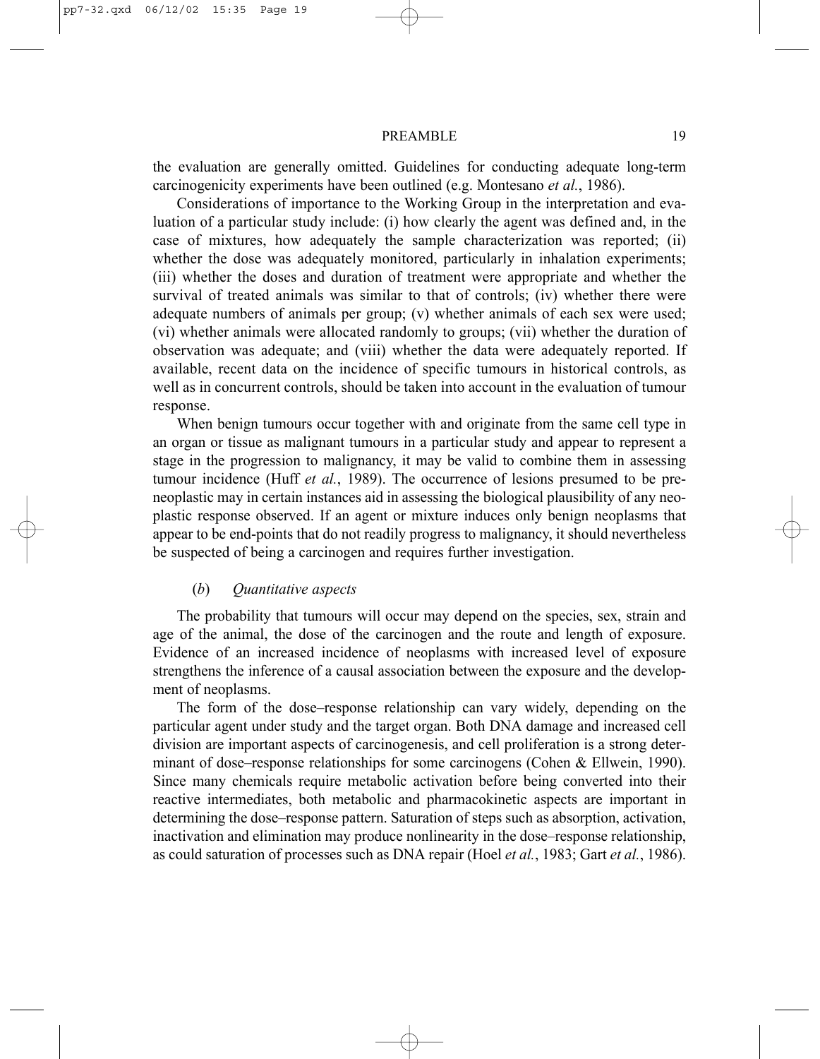the evaluation are generally omitted. Guidelines for conducting adequate long-term carcinogenicity experiments have been outlined (e.g. Montesano *et al.*, 1986).

Considerations of importance to the Working Group in the interpretation and evaluation of a particular study include: (i) how clearly the agent was defined and, in the case of mixtures, how adequately the sample characterization was reported; (ii) whether the dose was adequately monitored, particularly in inhalation experiments; (iii) whether the doses and duration of treatment were appropriate and whether the survival of treated animals was similar to that of controls; (iv) whether there were adequate numbers of animals per group; (v) whether animals of each sex were used; (vi) whether animals were allocated randomly to groups; (vii) whether the duration of observation was adequate; and (viii) whether the data were adequately reported. If available, recent data on the incidence of specific tumours in historical controls, as well as in concurrent controls, should be taken into account in the evaluation of tumour response.

When benign tumours occur together with and originate from the same cell type in an organ or tissue as malignant tumours in a particular study and appear to represent a stage in the progression to malignancy, it may be valid to combine them in assessing tumour incidence (Huff *et al.*, 1989). The occurrence of lesions presumed to be preneoplastic may in certain instances aid in assessing the biological plausibility of any neoplastic response observed. If an agent or mixture induces only benign neoplasms that appear to be end-points that do not readily progress to malignancy, it should nevertheless be suspected of being a carcinogen and requires further investigation.

#### (*b*) *Quantitative aspects*

The probability that tumours will occur may depend on the species, sex, strain and age of the animal, the dose of the carcinogen and the route and length of exposure. Evidence of an increased incidence of neoplasms with increased level of exposure strengthens the inference of a causal association between the exposure and the development of neoplasms.

The form of the dose–response relationship can vary widely, depending on the particular agent under study and the target organ. Both DNA damage and increased cell division are important aspects of carcinogenesis, and cell proliferation is a strong determinant of dose–response relationships for some carcinogens (Cohen & Ellwein, 1990). Since many chemicals require metabolic activation before being converted into their reactive intermediates, both metabolic and pharmacokinetic aspects are important in determining the dose–response pattern. Saturation of steps such as absorption, activation, inactivation and elimination may produce nonlinearity in the dose–response relationship, as could saturation of processes such as DNA repair (Hoel *et al.*, 1983; Gart *et al.*, 1986).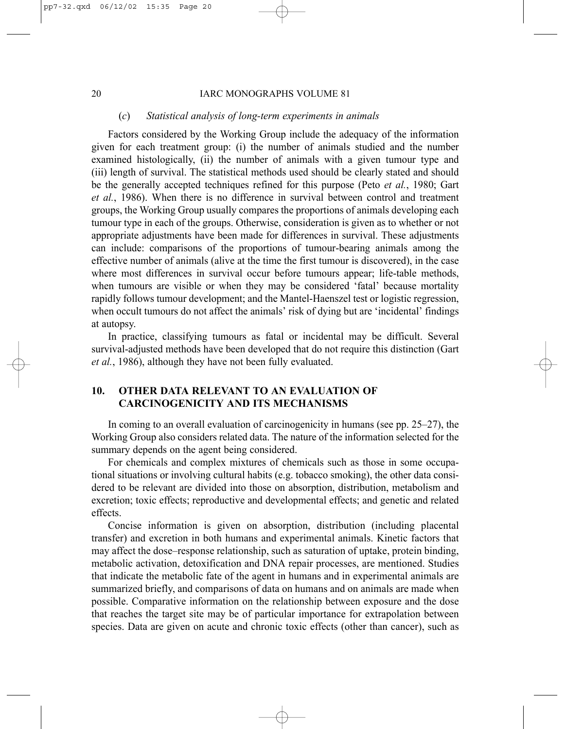### (*c*) *Statistical analysis of long-term experiments in animals*

Factors considered by the Working Group include the adequacy of the information given for each treatment group: (i) the number of animals studied and the number examined histologically, (ii) the number of animals with a given tumour type and (iii) length of survival. The statistical methods used should be clearly stated and should be the generally accepted techniques refined for this purpose (Peto *et al.*, 1980; Gart *et al.*, 1986). When there is no difference in survival between control and treatment groups, the Working Group usually compares the proportions of animals developing each tumour type in each of the groups. Otherwise, consideration is given as to whether or not appropriate adjustments have been made for differences in survival. These adjustments can include: comparisons of the proportions of tumour-bearing animals among the effective number of animals (alive at the time the first tumour is discovered), in the case where most differences in survival occur before tumours appear; life-table methods, when tumours are visible or when they may be considered 'fatal' because mortality rapidly follows tumour development; and the Mantel-Haenszel test or logistic regression, when occult tumours do not affect the animals' risk of dying but are 'incidental' findings at autopsy.

In practice, classifying tumours as fatal or incidental may be difficult. Several survival-adjusted methods have been developed that do not require this distinction (Gart *et al.*, 1986), although they have not been fully evaluated.

## 10. OTHER DATA RELEVANT TO AN EVALUATION OF CARCINOGENICITY AND ITS MECHANISMS

In coming to an overall evaluation of carcinogenicity in humans (see pp. 25–27), the Working Group also considers related data. The nature of the information selected for the summary depends on the agent being considered.

For chemicals and complex mixtures of chemicals such as those in some occupational situations or involving cultural habits (e.g. tobacco smoking), the other data considered to be relevant are divided into those on absorption, distribution, metabolism and excretion; toxic effects; reproductive and developmental effects; and genetic and related effects.

Concise information is given on absorption, distribution (including placental transfer) and excretion in both humans and experimental animals. Kinetic factors that may affect the dose–response relationship, such as saturation of uptake, protein binding, metabolic activation, detoxification and DNA repair processes, are mentioned. Studies that indicate the metabolic fate of the agent in humans and in experimental animals are summarized briefly, and comparisons of data on humans and on animals are made when possible. Comparative information on the relationship between exposure and the dose that reaches the target site may be of particular importance for extrapolation between species. Data are given on acute and chronic toxic effects (other than cancer), such as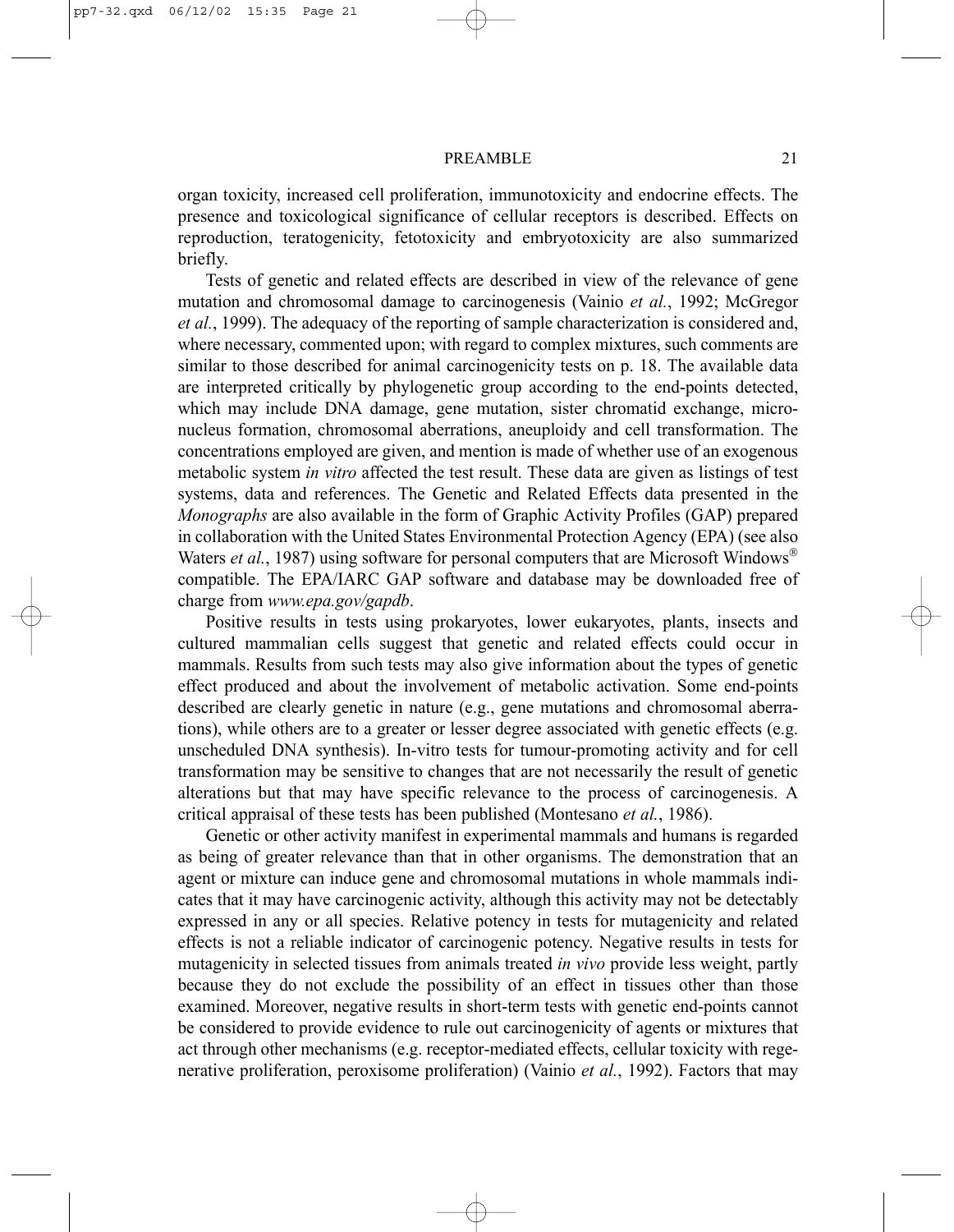organ toxicity, increased cell proliferation, immunotoxicity and endocrine effects. The presence and toxicological significance of cellular receptors is described. Effects on reproduction, teratogenicity, fetotoxicity and embryotoxicity are also summarized briefly.

Tests of genetic and related effects are described in view of the relevance of gene mutation and chromosomal damage to carcinogenesis (Vainio *et al.*, 1992; McGregor *et al.*, 1999). The adequacy of the reporting of sample characterization is considered and, where necessary, commented upon; with regard to complex mixtures, such comments are similar to those described for animal carcinogenicity tests on p. 18. The available data are interpreted critically by phylogenetic group according to the end-points detected, which may include DNA damage, gene mutation, sister chromatid exchange, micronucleus formation, chromosomal aberrations, aneuploidy and cell transformation. The concentrations employed are given, and mention is made of whether use of an exogenous metabolic system *in vitro* affected the test result. These data are given as listings of test systems, data and references. The Genetic and Related Effects data presented in the *Monographs* are also available in the form of Graphic Activity Profiles (GAP) prepared in collaboration with the United States Environmental Protection Agency (EPA) (see also Waters *et al.*, 1987) using software for personal computers that are Microsoft Windows® compatible. The EPA/IARC GAP software and database may be downloaded free of charge from *www.epa.gov/gapdb*.

Positive results in tests using prokaryotes, lower eukaryotes, plants, insects and cultured mammalian cells suggest that genetic and related effects could occur in mammals. Results from such tests may also give information about the types of genetic effect produced and about the involvement of metabolic activation. Some end-points described are clearly genetic in nature (e.g., gene mutations and chromosomal aberrations), while others are to a greater or lesser degree associated with genetic effects (e.g. unscheduled DNA synthesis). In-vitro tests for tumour-promoting activity and for cell transformation may be sensitive to changes that are not necessarily the result of genetic alterations but that may have specific relevance to the process of carcinogenesis. A critical appraisal of these tests has been published (Montesano *et al.*, 1986).

Genetic or other activity manifest in experimental mammals and humans is regarded as being of greater relevance than that in other organisms. The demonstration that an agent or mixture can induce gene and chromosomal mutations in whole mammals indicates that it may have carcinogenic activity, although this activity may not be detectably expressed in any or all species. Relative potency in tests for mutagenicity and related effects is not a reliable indicator of carcinogenic potency. Negative results in tests for mutagenicity in selected tissues from animals treated *in vivo* provide less weight, partly because they do not exclude the possibility of an effect in tissues other than those examined. Moreover, negative results in short-term tests with genetic end-points cannot be considered to provide evidence to rule out carcinogenicity of agents or mixtures that act through other mechanisms (e.g. receptor-mediated effects, cellular toxicity with regenerative proliferation, peroxisome proliferation) (Vainio *et al.*, 1992). Factors that may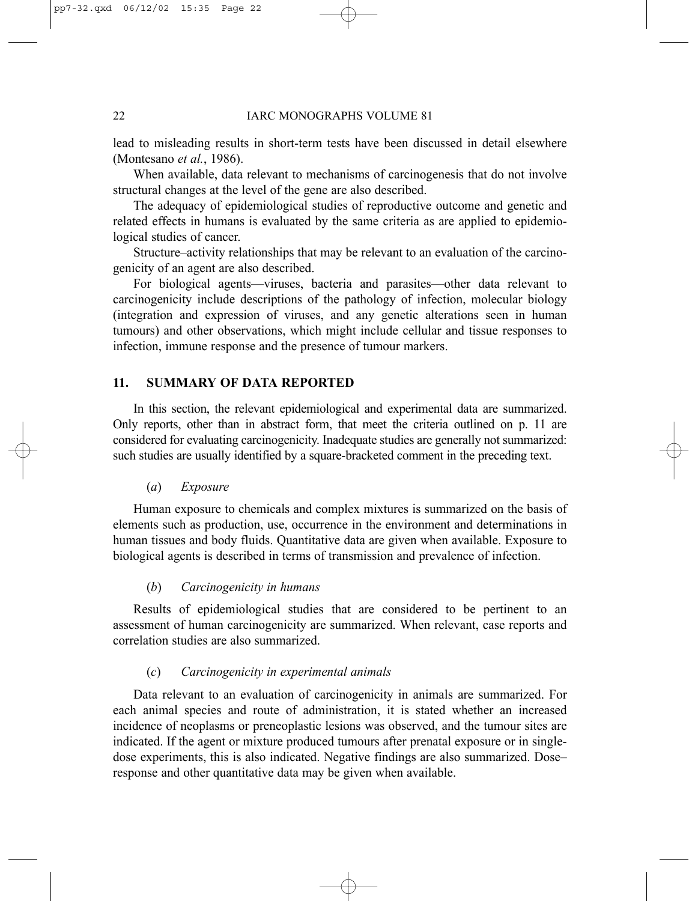lead to misleading results in short-term tests have been discussed in detail elsewhere (Montesano *et al.*, 1986).

When available, data relevant to mechanisms of carcinogenesis that do not involve structural changes at the level of the gene are also described.

The adequacy of epidemiological studies of reproductive outcome and genetic and related effects in humans is evaluated by the same criteria as are applied to epidemiological studies of cancer.

Structure–activity relationships that may be relevant to an evaluation of the carcinogenicity of an agent are also described.

For biological agents—viruses, bacteria and parasites—other data relevant to carcinogenicity include descriptions of the pathology of infection, molecular biology (integration and expression of viruses, and any genetic alterations seen in human tumours) and other observations, which might include cellular and tissue responses to infection, immune response and the presence of tumour markers.

## 11. SUMMARY OF DATA REPORTED

In this section, the relevant epidemiological and experimental data are summarized. Only reports, other than in abstract form, that meet the criteria outlined on p. 11 are considered for evaluating carcinogenicity. Inadequate studies are generally not summarized: such studies are usually identified by a square-bracketed comment in the preceding text.

### (*a*) *Exposure*

Human exposure to chemicals and complex mixtures is summarized on the basis of elements such as production, use, occurrence in the environment and determinations in human tissues and body fluids. Quantitative data are given when available. Exposure to biological agents is described in terms of transmission and prevalence of infection.

### (*b*) *Carcinogenicity in humans*

Results of epidemiological studies that are considered to be pertinent to an assessment of human carcinogenicity are summarized. When relevant, case reports and correlation studies are also summarized.

### (*c*) *Carcinogenicity in experimental animals*

Data relevant to an evaluation of carcinogenicity in animals are summarized. For each animal species and route of administration, it is stated whether an increased incidence of neoplasms or preneoplastic lesions was observed, and the tumour sites are indicated. If the agent or mixture produced tumours after prenatal exposure or in single-dose experiments, this is also indicated. Negative findings are also summarized. Dose–response and other quantitative data may be given when available.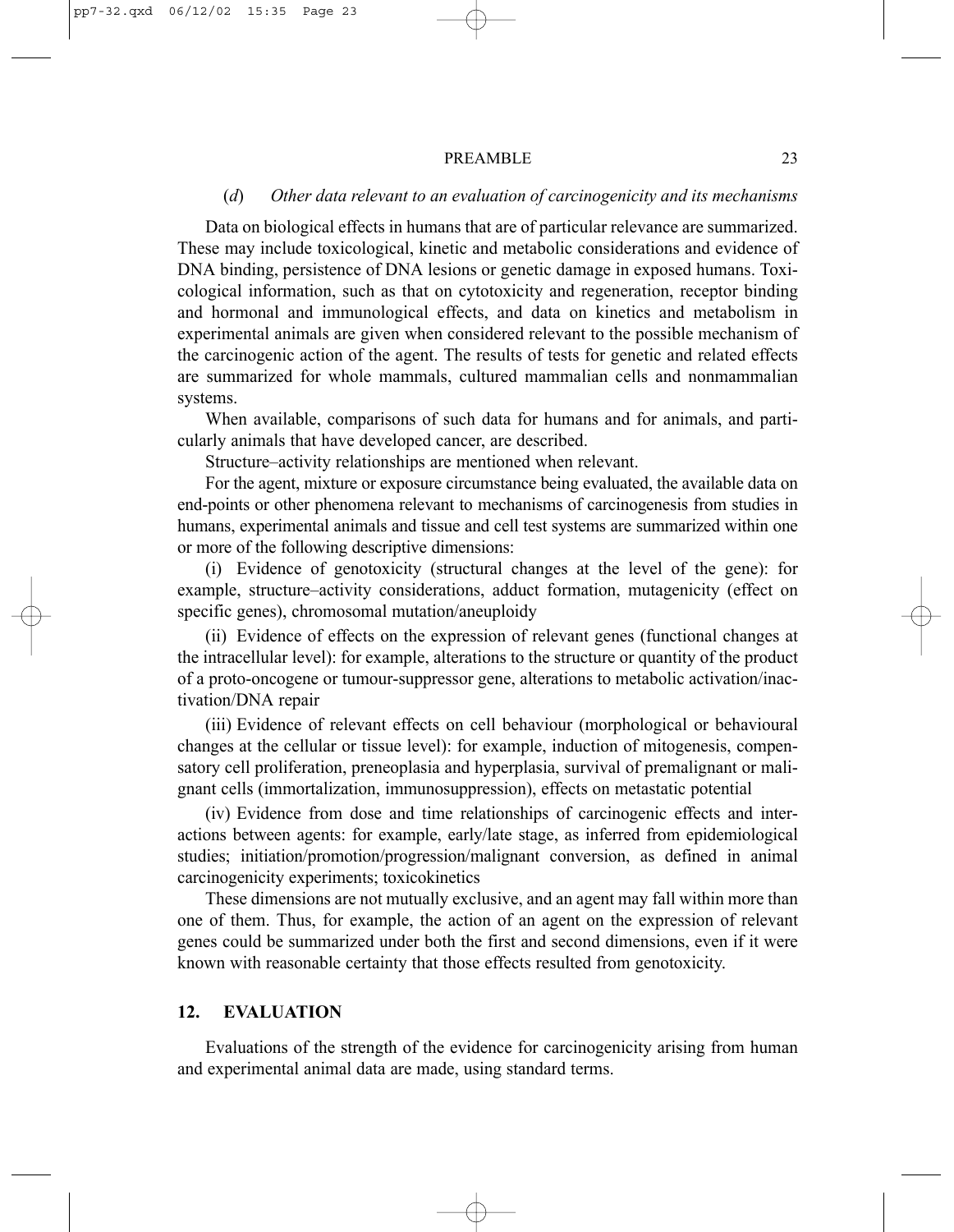(*d*) *Other data relevant to an evaluation of carcinogenicity and its mechanisms*

Data on biological effects in humans that are of particular relevance are summarized. These may include toxicological, kinetic and metabolic considerations and evidence of DNA binding, persistence of DNA lesions or genetic damage in exposed humans. Toxicological information, such as that on cytotoxicity and regeneration, receptor binding and hormonal and immunological effects, and data on kinetics and metabolism in experimental animals are given when considered relevant to the possible mechanism of the carcinogenic action of the agent. The results of tests for genetic and related effects are summarized for whole mammals, cultured mammalian cells and nonmammalian systems.

When available, comparisons of such data for humans and for animals, and particularly animals that have developed cancer, are described.

Structure–activity relationships are mentioned when relevant.

For the agent, mixture or exposure circumstance being evaluated, the available data on end-points or other phenomena relevant to mechanisms of carcinogenesis from studies in humans, experimental animals and tissue and cell test systems are summarized within one or more of the following descriptive dimensions:

(i) Evidence of genotoxicity (structural changes at the level of the gene): for example, structure–activity considerations, adduct formation, mutagenicity (effect on specific genes), chromosomal mutation/aneuploidy

(ii) Evidence of effects on the expression of relevant genes (functional changes at the intracellular level): for example, alterations to the structure or quantity of the product of a proto-oncogene or tumour-suppressor gene, alterations to metabolic activation/inactivation/DNA repair

(iii) Evidence of relevant effects on cell behaviour (morphological or behavioural changes at the cellular or tissue level): for example, induction of mitogenesis, compensatory cell proliferation, preneoplasia and hyperplasia, survival of premalignant or malignant cells (immortalization, immunosuppression), effects on metastatic potential

(iv) Evidence from dose and time relationships of carcinogenic effects and interactions between agents: for example, early/late stage, as inferred from epidemiological studies; initiation/promotion/progression/malignant conversion, as defined in animal carcinogenicity experiments; toxicokinetics

These dimensions are not mutually exclusive, and an agent may fall within more than one of them. Thus, for example, the action of an agent on the expression of relevant genes could be summarized under both the first and second dimensions, even if it were known with reasonable certainty that those effects resulted from genotoxicity.

## 12. EVALUATION

Evaluations of the strength of the evidence for carcinogenicity arising from human and experimental animal data are made, using standard terms.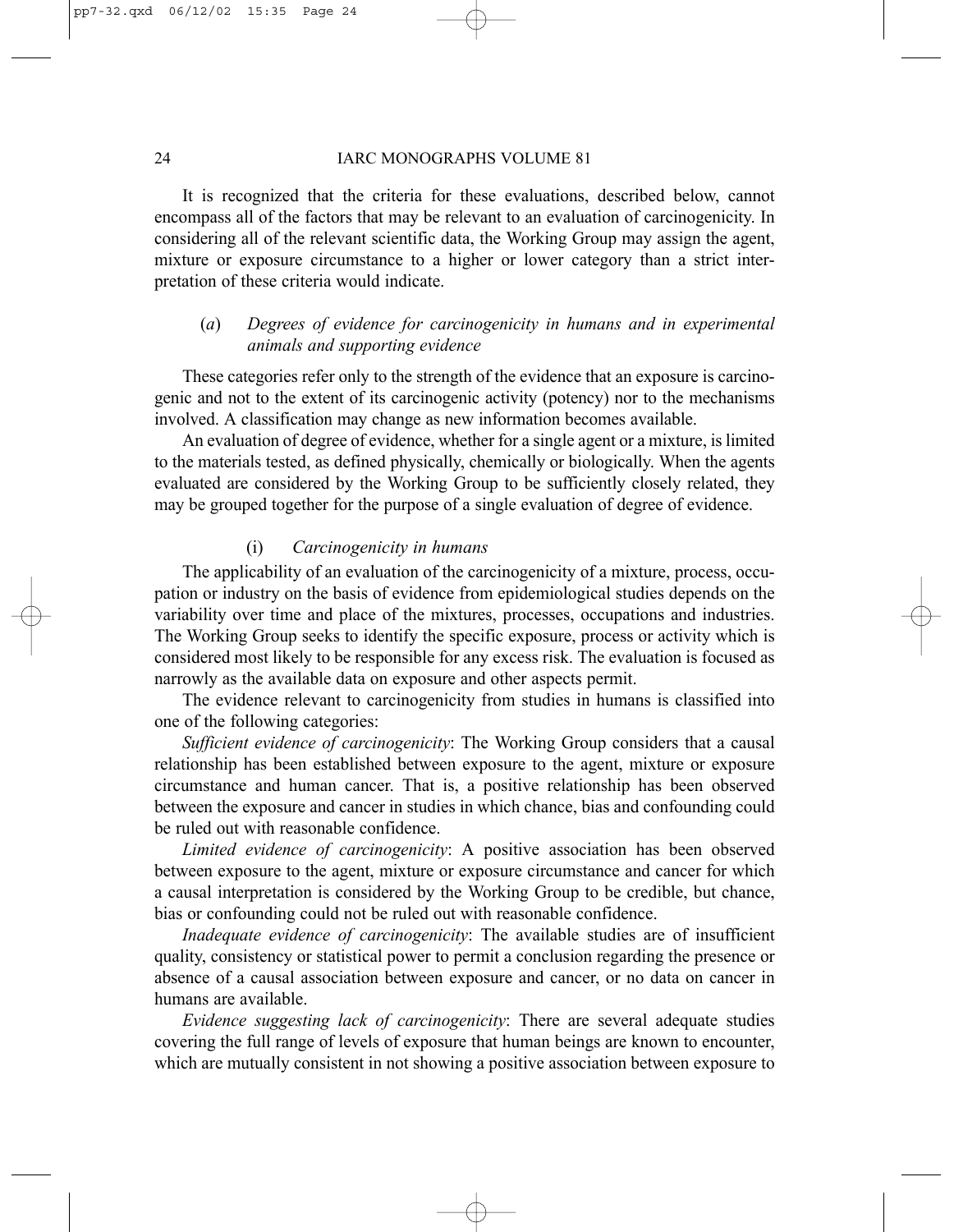It is recognized that the criteria for these evaluations, described below, cannot encompass all of the factors that may be relevant to an evaluation of carcinogenicity. In considering all of the relevant scientific data, the Working Group may assign the agent, mixture or exposure circumstance to a higher or lower category than a strict interpretation of these criteria would indicate.

### (*a*) *Degrees of evidence for carcinogenicity in humans and in experimental animals and supporting evidence*

These categories refer only to the strength of the evidence that an exposure is carcinogenic and not to the extent of its carcinogenic activity (potency) nor to the mechanisms involved. A classification may change as new information becomes available.

An evaluation of degree of evidence, whether for a single agent or a mixture, is limited to the materials tested, as defined physically, chemically or biologically. When the agents evaluated are considered by the Working Group to be sufficiently closely related, they may be grouped together for the purpose of a single evaluation of degree of evidence.

#### (i) *Carcinogenicity in humans*

The applicability of an evaluation of the carcinogenicity of a mixture, process, occupation or industry on the basis of evidence from epidemiological studies depends on the variability over time and place of the mixtures, processes, occupations and industries. The Working Group seeks to identify the specific exposure, process or activity which is considered most likely to be responsible for any excess risk. The evaluation is focused as narrowly as the available data on exposure and other aspects permit.

The evidence relevant to carcinogenicity from studies in humans is classified into one of the following categories:

*Sufficient evidence of carcinogenicity*: The Working Group considers that a causal relationship has been established between exposure to the agent, mixture or exposure circumstance and human cancer. That is, a positive relationship has been observed between the exposure and cancer in studies in which chance, bias and confounding could be ruled out with reasonable confidence.

*Limited evidence of carcinogenicity*: A positive association has been observed between exposure to the agent, mixture or exposure circumstance and cancer for which a causal interpretation is considered by the Working Group to be credible, but chance, bias or confounding could not be ruled out with reasonable confidence.

*Inadequate evidence of carcinogenicity*: The available studies are of insufficient quality, consistency or statistical power to permit a conclusion regarding the presence or absence of a causal association between exposure and cancer, or no data on cancer in humans are available.

*Evidence suggesting lack of carcinogenicity*: There are several adequate studies covering the full range of levels of exposure that human beings are known to encounter, which are mutually consistent in not showing a positive association between exposure to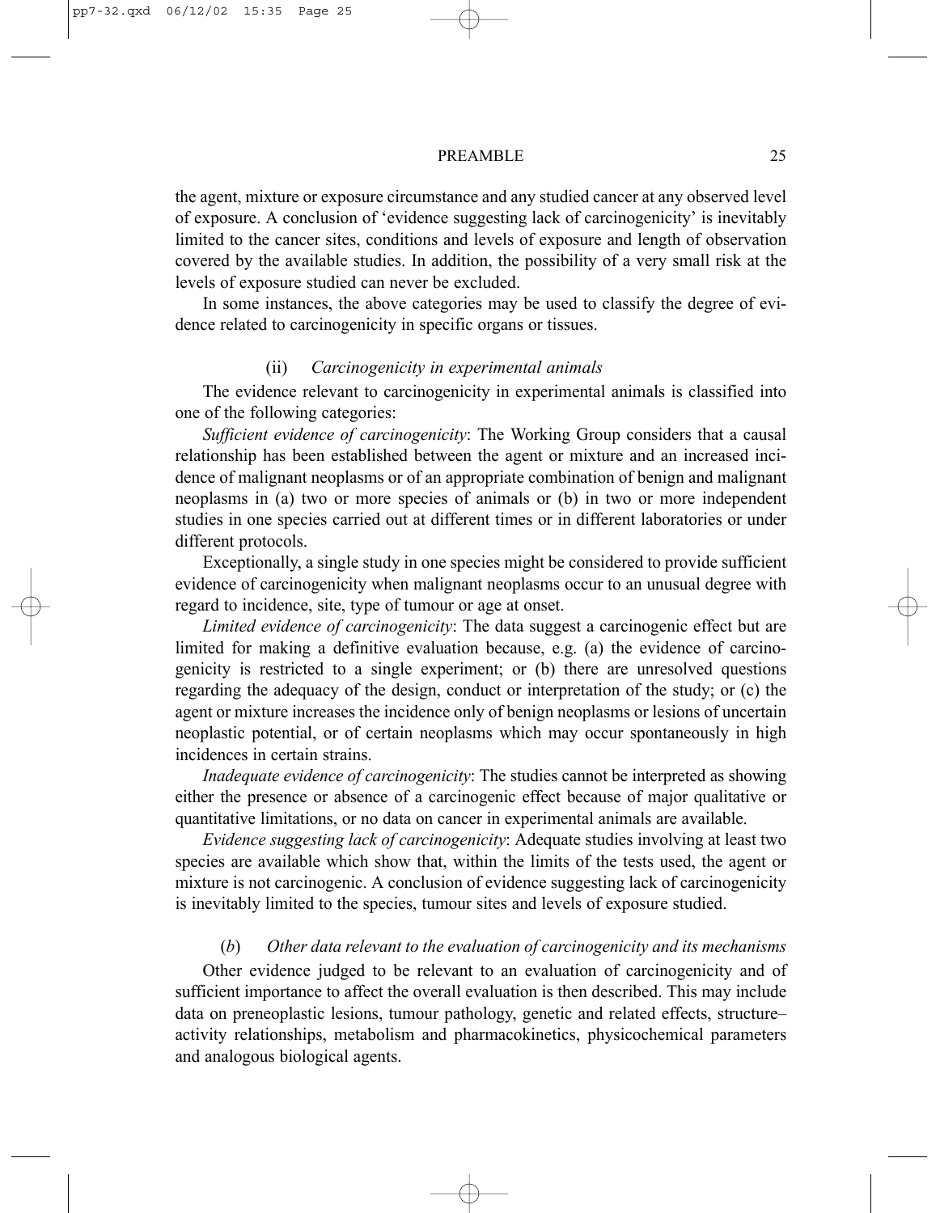the agent, mixture or exposure circumstance and any studied cancer at any observed level of exposure. A conclusion of 'evidence suggesting lack of carcinogenicity' is inevitably limited to the cancer sites, conditions and levels of exposure and length of observation covered by the available studies. In addition, the possibility of a very small risk at the levels of exposure studied can never be excluded.

In some instances, the above categories may be used to classify the degree of evidence related to carcinogenicity in specific organs or tissues.

#### (ii) *Carcinogenicity in experimental animals*

The evidence relevant to carcinogenicity in experimental animals is classified into one of the following categories:

*Sufficient evidence of carcinogenicity*: The Working Group considers that a causal relationship has been established between the agent or mixture and an increased incidence of malignant neoplasms or of an appropriate combination of benign and malignant neoplasms in (a) two or more species of animals or (b) in two or more independent studies in one species carried out at different times or in different laboratories or under different protocols.

Exceptionally, a single study in one species might be considered to provide sufficient evidence of carcinogenicity when malignant neoplasms occur to an unusual degree with regard to incidence, site, type of tumour or age at onset.

*Limited evidence of carcinogenicity*: The data suggest a carcinogenic effect but are limited for making a definitive evaluation because, e.g. (a) the evidence of carcinogenicity is restricted to a single experiment; or (b) there are unresolved questions regarding the adequacy of the design, conduct or interpretation of the study; or (c) the agent or mixture increases the incidence only of benign neoplasms or lesions of uncertain neoplastic potential, or of certain neoplasms which may occur spontaneously in high incidences in certain strains.

*Inadequate evidence of carcinogenicity*: The studies cannot be interpreted as showing either the presence or absence of a carcinogenic effect because of major qualitative or quantitative limitations, or no data on cancer in experimental animals are available.

*Evidence suggesting lack of carcinogenicity*: Adequate studies involving at least two species are available which show that, within the limits of the tests used, the agent or mixture is not carcinogenic. A conclusion of evidence suggesting lack of carcinogenicity is inevitably limited to the species, tumour sites and levels of exposure studied.

### (*b*) *Other data relevant to the evaluation of carcinogenicity and its mechanisms*

Other evidence judged to be relevant to an evaluation of carcinogenicity and of sufficient importance to affect the overall evaluation is then described. This may include data on preneoplastic lesions, tumour pathology, genetic and related effects, structure–activity relationships, metabolism and pharmacokinetics, physicochemical parameters and analogous biological agents.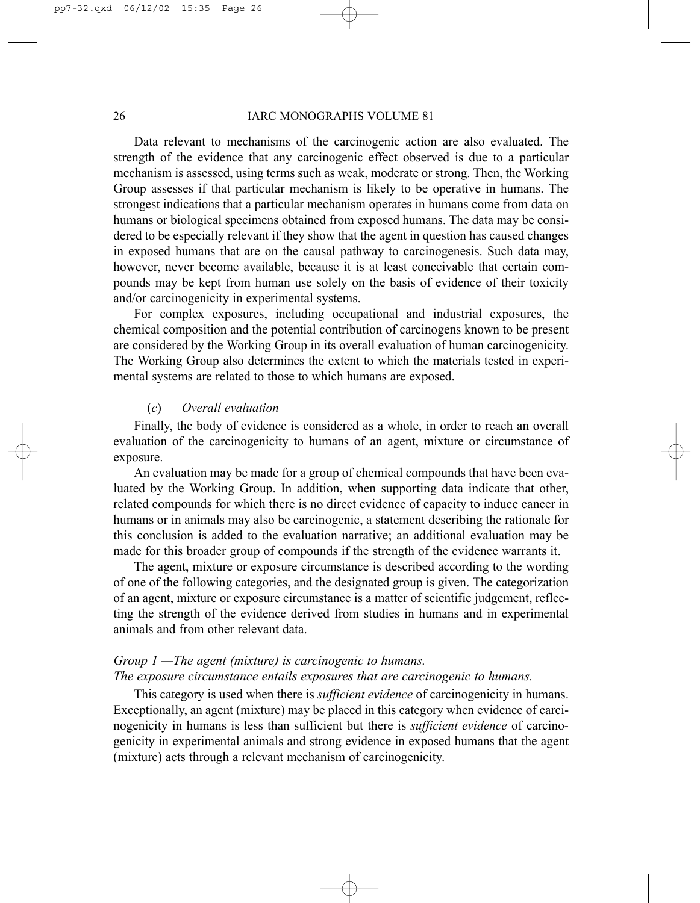Data relevant to mechanisms of the carcinogenic action are also evaluated. The strength of the evidence that any carcinogenic effect observed is due to a particular mechanism is assessed, using terms such as weak, moderate or strong. Then, the Working Group assesses if that particular mechanism is likely to be operative in humans. The strongest indications that a particular mechanism operates in humans come from data on humans or biological specimens obtained from exposed humans. The data may be considered to be especially relevant if they show that the agent in question has caused changes in exposed humans that are on the causal pathway to carcinogenesis. Such data may, however, never become available, because it is at least conceivable that certain compounds may be kept from human use solely on the basis of evidence of their toxicity and/or carcinogenicity in experimental systems.

For complex exposures, including occupational and industrial exposures, the chemical composition and the potential contribution of carcinogens known to be present are considered by the Working Group in its overall evaluation of human carcinogenicity. The Working Group also determines the extent to which the materials tested in experimental systems are related to those to which humans are exposed.

#### (*c*) *Overall evaluation*

Finally, the body of evidence is considered as a whole, in order to reach an overall evaluation of the carcinogenicity to humans of an agent, mixture or circumstance of exposure.

An evaluation may be made for a group of chemical compounds that have been evaluated by the Working Group. In addition, when supporting data indicate that other, related compounds for which there is no direct evidence of capacity to induce cancer in humans or in animals may also be carcinogenic, a statement describing the rationale for this conclusion is added to the evaluation narrative; an additional evaluation may be made for this broader group of compounds if the strength of the evidence warrants it.

The agent, mixture or exposure circumstance is described according to the wording of one of the following categories, and the designated group is given. The categorization of an agent, mixture or exposure circumstance is a matter of scientific judgement, reflecting the strength of the evidence derived from studies in humans and in experimental animals and from other relevant data.

*Group 1 —The agent (mixture) is carcinogenic to humans.*
*The exposure circumstance entails exposures that are carcinogenic to humans.*

This category is used when there is *sufficient evidence* of carcinogenicity in humans. Exceptionally, an agent (mixture) may be placed in this category when evidence of carcinogenicity in humans is less than sufficient but there is *sufficient evidence* of carcinogenicity in experimental animals and strong evidence in exposed humans that the agent (mixture) acts through a relevant mechanism of carcinogenicity.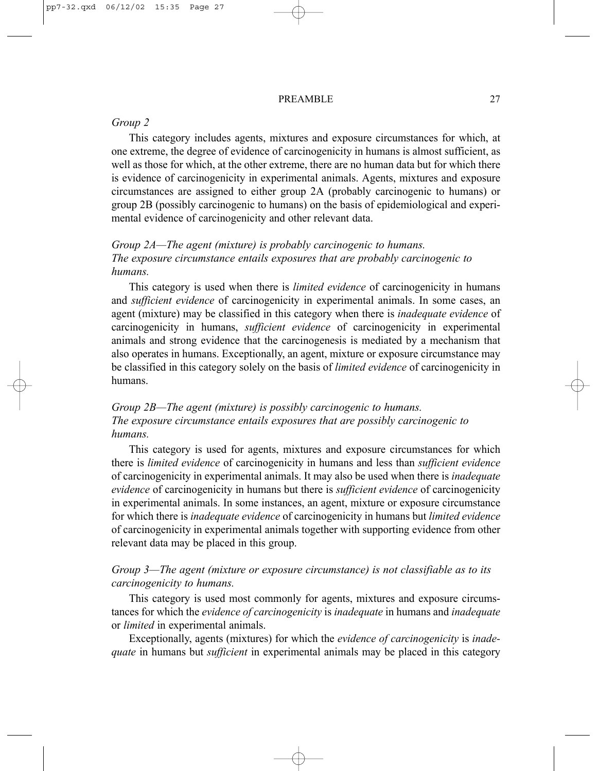*Group 2*

This category includes agents, mixtures and exposure circumstances for which, at one extreme, the degree of evidence of carcinogenicity in humans is almost sufficient, as well as those for which, at the other extreme, there are no human data but for which there is evidence of carcinogenicity in experimental animals. Agents, mixtures and exposure circumstances are assigned to either group 2A (probably carcinogenic to humans) or group 2B (possibly carcinogenic to humans) on the basis of epidemiological and experimental evidence of carcinogenicity and other relevant data.

*Group 2A—The agent (mixture) is probably carcinogenic to humans.*
*The exposure circumstance entails exposures that are probably carcinogenic to humans.*

This category is used when there is *limited evidence* of carcinogenicity in humans and *sufficient evidence* of carcinogenicity in experimental animals. In some cases, an agent (mixture) may be classified in this category when there is *inadequate evidence* of carcinogenicity in humans, *sufficient evidence* of carcinogenicity in experimental animals and strong evidence that the carcinogenesis is mediated by a mechanism that also operates in humans. Exceptionally, an agent, mixture or exposure circumstance may be classified in this category solely on the basis of *limited evidence* of carcinogenicity in humans.

*Group 2B—The agent (mixture) is possibly carcinogenic to humans.*
*The exposure circumstance entails exposures that are possibly carcinogenic to humans.*

This category is used for agents, mixtures and exposure circumstances for which there is *limited evidence* of carcinogenicity in humans and less than *sufficient evidence* of carcinogenicity in experimental animals. It may also be used when there is *inadequate evidence* of carcinogenicity in humans but there is *sufficient evidence* of carcinogenicity in experimental animals. In some instances, an agent, mixture or exposure circumstance for which there is *inadequate evidence* of carcinogenicity in humans but *limited evidence* of carcinogenicity in experimental animals together with supporting evidence from other relevant data may be placed in this group.

*Group 3—The agent (mixture or exposure circumstance) is not classifiable as to its carcinogenicity to humans.*

This category is used most commonly for agents, mixtures and exposure circumstances for which the *evidence of carcinogenicity* is *inadequate* in humans and *inadequate* or *limited* in experimental animals.

Exceptionally, agents (mixtures) for which the *evidence of carcinogenicity* is *inadequate* in humans but *sufficient* in experimental animals may be placed in this category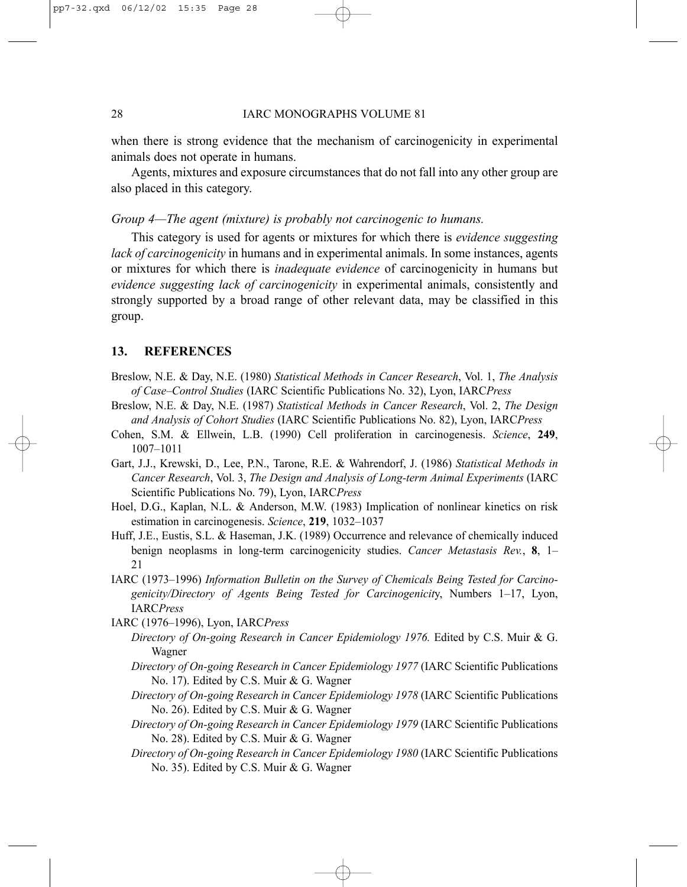when there is strong evidence that the mechanism of carcinogenicity in experimental animals does not operate in humans.

Agents, mixtures and exposure circumstances that do not fall into any other group are also placed in this category.

*Group 4—The agent (mixture) is probably not carcinogenic to humans.*

This category is used for agents or mixtures for which there is *evidence suggesting lack of carcinogenicity* in humans and in experimental animals. In some instances, agents or mixtures for which there is *inadequate evidence* of carcinogenicity in humans but *evidence suggesting lack of carcinogenicity* in experimental animals, consistently and strongly supported by a broad range of other relevant data, may be classified in this group.

## 13. REFERENCES

Breslow, N.E. & Day, N.E. (1980) *Statistical Methods in Cancer Research*, Vol. 1, *The Analysis of Case–Control Studies* (IARC Scientific Publications No. 32), Lyon, IARC*Press*

Breslow, N.E. & Day, N.E. (1987) *Statistical Methods in Cancer Research*, Vol. 2, *The Design and Analysis of Cohort Studies* (IARC Scientific Publications No. 82), Lyon, IARC*Press*

Cohen, S.M. & Ellwein, L.B. (1990) Cell proliferation in carcinogenesis. *Science*, **249**, 1007–1011

Gart, J.J., Krewski, D., Lee, P.N., Tarone, R.E. & Wahrendorf, J. (1986) *Statistical Methods in Cancer Research*, Vol. 3, *The Design and Analysis of Long-term Animal Experiments* (IARC Scientific Publications No. 79), Lyon, IARC*Press*

Hoel, D.G., Kaplan, N.L. & Anderson, M.W. (1983) Implication of nonlinear kinetics on risk estimation in carcinogenesis. *Science*, **219**, 1032–1037

Huff, J.E., Eustis, S.L. & Haseman, J.K. (1989) Occurrence and relevance of chemically induced benign neoplasms in long-term carcinogenicity studies. *Cancer Metastasis Rev.*, **8**, 1–21

IARC (1973–1996) *Information Bulletin on the Survey of Chemicals Being Tested for Carcinogenicity/Directory of Agents Being Tested for Carcinogenicity*, Numbers 1–17, Lyon, IARC*Press*

IARC (1976–1996), Lyon, IARC*Press*

*Directory of On-going Research in Cancer Epidemiology 1976.* Edited by C.S. Muir & G. Wagner

*Directory of On-going Research in Cancer Epidemiology 1977* (IARC Scientific Publications No. 17). Edited by C.S. Muir & G. Wagner

*Directory of On-going Research in Cancer Epidemiology 1978* (IARC Scientific Publications No. 26). Edited by C.S. Muir & G. Wagner

*Directory of On-going Research in Cancer Epidemiology 1979* (IARC Scientific Publications No. 28). Edited by C.S. Muir & G. Wagner

*Directory of On-going Research in Cancer Epidemiology 1980* (IARC Scientific Publications No. 35). Edited by C.S. Muir & G. Wagner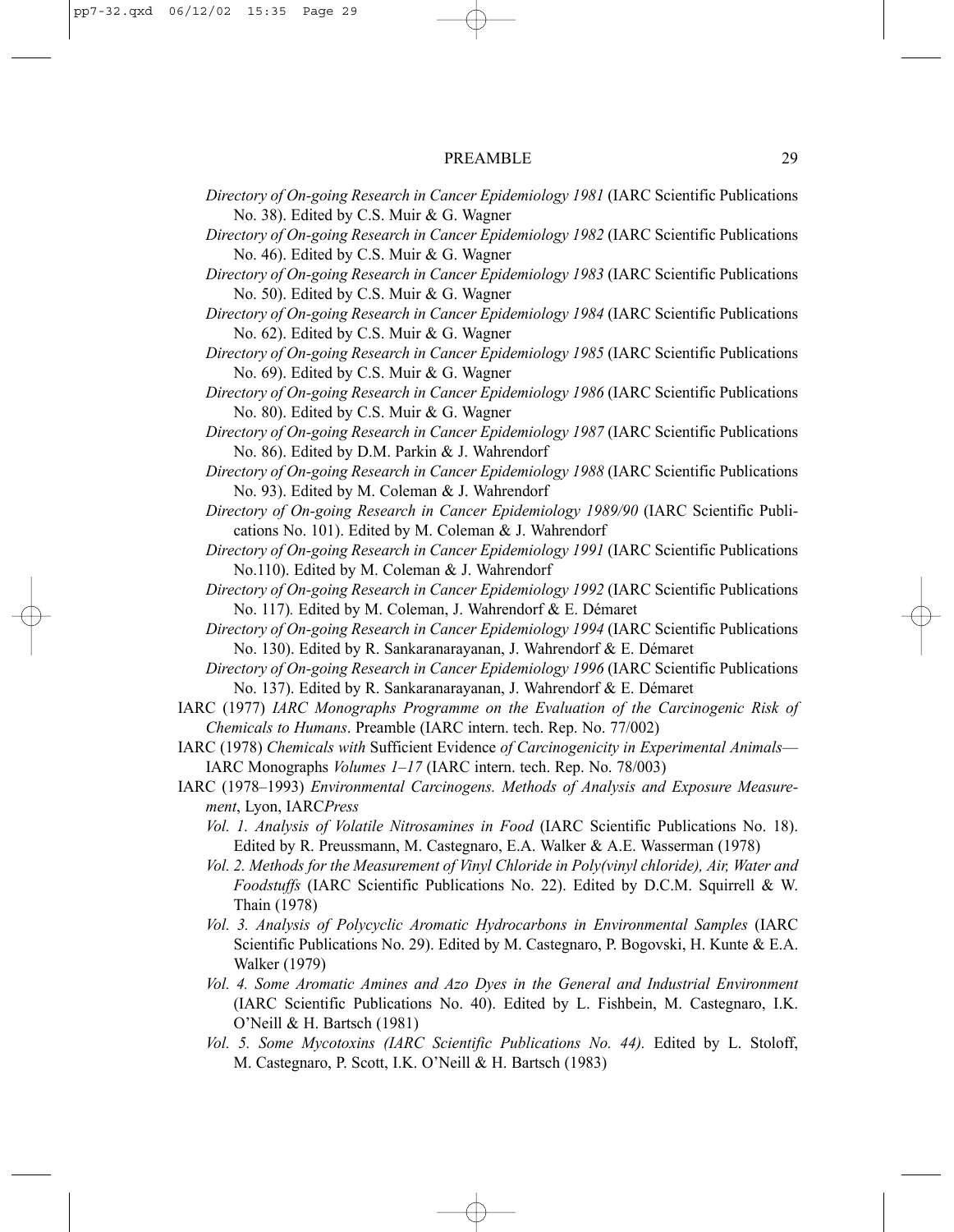*Directory of On-going Research in Cancer Epidemiology 1981* (IARC Scientific Publications No. 38). Edited by C.S. Muir & G. Wagner

*Directory of On-going Research in Cancer Epidemiology 1982* (IARC Scientific Publications No. 46). Edited by C.S. Muir & G. Wagner

*Directory of On-going Research in Cancer Epidemiology 1983* (IARC Scientific Publications No. 50). Edited by C.S. Muir & G. Wagner

*Directory of On-going Research in Cancer Epidemiology 1984* (IARC Scientific Publications No. 62). Edited by C.S. Muir & G. Wagner

*Directory of On-going Research in Cancer Epidemiology 1985* (IARC Scientific Publications No. 69). Edited by C.S. Muir & G. Wagner

*Directory of On-going Research in Cancer Epidemiology 1986* (IARC Scientific Publications No. 80). Edited by C.S. Muir & G. Wagner

*Directory of On-going Research in Cancer Epidemiology 1987* (IARC Scientific Publications No. 86). Edited by D.M. Parkin & J. Wahrendorf

*Directory of On-going Research in Cancer Epidemiology 1988* (IARC Scientific Publications No. 93). Edited by M. Coleman & J. Wahrendorf

*Directory of On-going Research in Cancer Epidemiology 1989/90* (IARC Scientific Publications No. 101). Edited by M. Coleman & J. Wahrendorf

*Directory of On-going Research in Cancer Epidemiology 1991* (IARC Scientific Publications No.110). Edited by M. Coleman & J. Wahrendorf

*Directory of On-going Research in Cancer Epidemiology 1992* (IARC Scientific Publications No. 117). Edited by M. Coleman, J. Wahrendorf & E. Démaret

*Directory of On-going Research in Cancer Epidemiology 1994* (IARC Scientific Publications No. 130). Edited by R. Sankaranarayanan, J. Wahrendorf & E. Démaret

*Directory of On-going Research in Cancer Epidemiology 1996* (IARC Scientific Publications No. 137). Edited by R. Sankaranarayanan, J. Wahrendorf & E. Démaret

IARC (1977) *IARC Monographs Programme on the Evaluation of the Carcinogenic Risk of Chemicals to Humans*. Preamble (IARC intern. tech. Rep. No. 77/002)

IARC (1978) *Chemicals with* Sufficient Evidence *of Carcinogenicity in Experimental Animals*— IARC Monographs *Volumes 1–17* (IARC intern. tech. Rep. No. 78/003)

IARC (1978–1993) *Environmental Carcinogens. Methods of Analysis and Exposure Measurement*, Lyon, IARC*Press*

*Vol. 1. Analysis of Volatile Nitrosamines in Food* (IARC Scientific Publications No. 18). Edited by R. Preussmann, M. Castegnaro, E.A. Walker & A.E. Wasserman (1978)

*Vol. 2. Methods for the Measurement of Vinyl Chloride in Poly(vinyl chloride), Air, Water and Foodstuffs* (IARC Scientific Publications No. 22). Edited by D.C.M. Squirrell & W. Thain (1978)

*Vol. 3. Analysis of Polycyclic Aromatic Hydrocarbons in Environmental Samples* (IARC Scientific Publications No. 29). Edited by M. Castegnaro, P. Bogovski, H. Kunte & E.A. Walker (1979)

*Vol. 4. Some Aromatic Amines and Azo Dyes in the General and Industrial Environment* (IARC Scientific Publications No. 40). Edited by L. Fishbein, M. Castegnaro, I.K. O'Neill & H. Bartsch (1981)

*Vol. 5. Some Mycotoxins (IARC Scientific Publications No. 44).* Edited by L. Stoloff, M. Castegnaro, P. Scott, I.K. O'Neill & H. Bartsch (1983)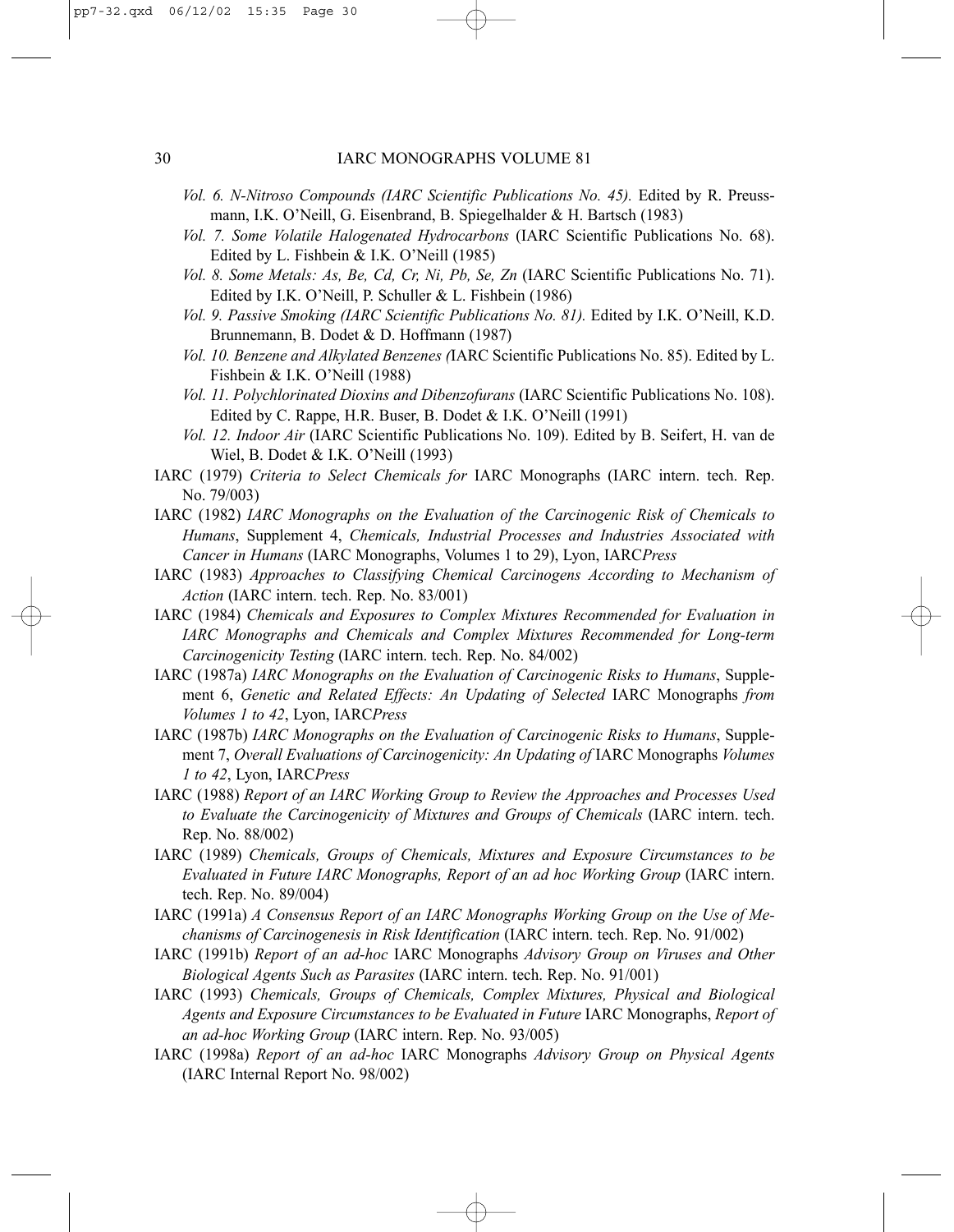*Vol. 6. N-Nitroso Compounds (IARC Scientific Publications No. 45).* Edited by R. Preussmann, I.K. O'Neill, G. Eisenbrand, B. Spiegelhalder & H. Bartsch (1983)

*Vol. 7. Some Volatile Halogenated Hydrocarbons* (IARC Scientific Publications No. 68). Edited by L. Fishbein & I.K. O'Neill (1985)

*Vol. 8. Some Metals: As, Be, Cd, Cr, Ni, Pb, Se, Zn* (IARC Scientific Publications No. 71). Edited by I.K. O'Neill, P. Schuller & L. Fishbein (1986)

*Vol. 9. Passive Smoking (IARC Scientific Publications No. 81).* Edited by I.K. O'Neill, K.D. Brunnemann, B. Dodet & D. Hoffmann (1987)

*Vol. 10. Benzene and Alkylated Benzenes (*IARC Scientific Publications No. 85). Edited by L. Fishbein & I.K. O'Neill (1988)

*Vol. 11. Polychlorinated Dioxins and Dibenzofurans* (IARC Scientific Publications No. 108). Edited by C. Rappe, H.R. Buser, B. Dodet & I.K. O'Neill (1991)

*Vol. 12. Indoor Air* (IARC Scientific Publications No. 109). Edited by B. Seifert, H. van de Wiel, B. Dodet & I.K. O'Neill (1993)

IARC (1979) *Criteria to Select Chemicals for* IARC Monographs (IARC intern. tech. Rep. No. 79/003)

IARC (1982) *IARC Monographs on the Evaluation of the Carcinogenic Risk of Chemicals to Humans*, Supplement 4, *Chemicals, Industrial Processes and Industries Associated with Cancer in Humans* (IARC Monographs, Volumes 1 to 29), Lyon, IARC*Press*

IARC (1983) *Approaches to Classifying Chemical Carcinogens According to Mechanism of Action* (IARC intern. tech. Rep. No. 83/001)

IARC (1984) *Chemicals and Exposures to Complex Mixtures Recommended for Evaluation in IARC Monographs and Chemicals and Complex Mixtures Recommended for Long-term Carcinogenicity Testing* (IARC intern. tech. Rep. No. 84/002)

IARC (1987a) *IARC Monographs on the Evaluation of Carcinogenic Risks to Humans*, Supplement 6, *Genetic and Related Effects: An Updating of Selected* IARC Monographs *from Volumes 1 to 42*, Lyon, IARC*Press*

IARC (1987b) *IARC Monographs on the Evaluation of Carcinogenic Risks to Humans*, Supplement 7, *Overall Evaluations of Carcinogenicity: An Updating of* IARC Monographs *Volumes 1 to 42*, Lyon, IARC*Press*

IARC (1988) *Report of an IARC Working Group to Review the Approaches and Processes Used to Evaluate the Carcinogenicity of Mixtures and Groups of Chemicals* (IARC intern. tech. Rep. No. 88/002)

IARC (1989) *Chemicals, Groups of Chemicals, Mixtures and Exposure Circumstances to be Evaluated in Future IARC Monographs, Report of an ad hoc Working Group* (IARC intern. tech. Rep. No. 89/004)

IARC (1991a) *A Consensus Report of an IARC Monographs Working Group on the Use of Mechanisms of Carcinogenesis in Risk Identification* (IARC intern. tech. Rep. No. 91/002)

IARC (1991b) *Report of an ad-hoc* IARC Monographs *Advisory Group on Viruses and Other Biological Agents Such as Parasites* (IARC intern. tech. Rep. No. 91/001)

IARC (1993) *Chemicals, Groups of Chemicals, Complex Mixtures, Physical and Biological Agents and Exposure Circumstances to be Evaluated in Future* IARC Monographs, *Report of an ad-hoc Working Group* (IARC intern. Rep. No. 93/005)

IARC (1998a) *Report of an ad-hoc* IARC Monographs *Advisory Group on Physical Agents* (IARC Internal Report No. 98/002)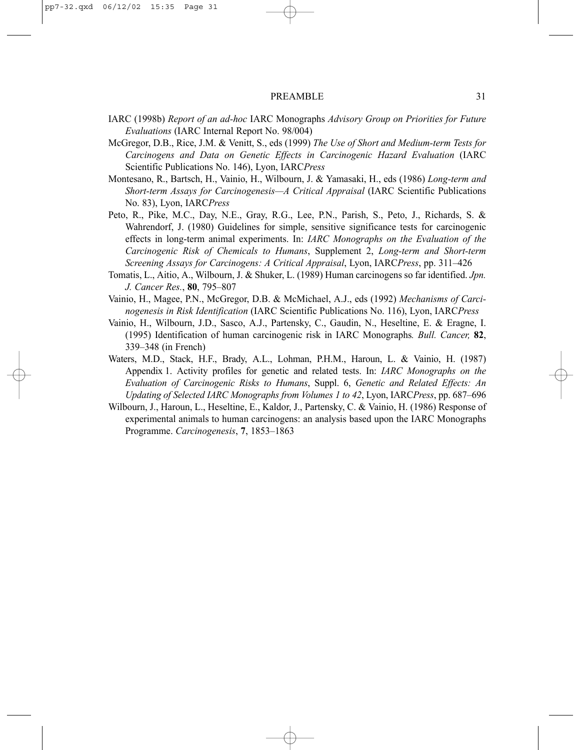IARC (1998b) *Report of an ad-hoc* IARC Monographs *Advisory Group on Priorities for Future Evaluations* (IARC Internal Report No. 98/004)

McGregor, D.B., Rice, J.M. & Venitt, S., eds (1999) *The Use of Short and Medium-term Tests for Carcinogens and Data on Genetic Effects in Carcinogenic Hazard Evaluation* (IARC Scientific Publications No. 146), Lyon, IARC*Press*

Montesano, R., Bartsch, H., Vainio, H., Wilbourn, J. & Yamasaki, H., eds (1986) *Long-term and Short-term Assays for Carcinogenesis—A Critical Appraisal* (IARC Scientific Publications No. 83), Lyon, IARC*Press*

Peto, R., Pike, M.C., Day, N.E., Gray, R.G., Lee, P.N., Parish, S., Peto, J., Richards, S. & Wahrendorf, J. (1980) Guidelines for simple, sensitive significance tests for carcinogenic effects in long-term animal experiments. In: *IARC Monographs on the Evaluation of the Carcinogenic Risk of Chemicals to Humans*, Supplement 2, *Long-term and Short-term Screening Assays for Carcinogens: A Critical Appraisal*, Lyon, IARC*Press*, pp. 311–426

Tomatis, L., Aitio, A., Wilbourn, J. & Shuker, L. (1989) Human carcinogens so far identified. *Jpn. J. Cancer Res.*, **80**, 795–807

Vainio, H., Magee, P.N., McGregor, D.B. & McMichael, A.J., eds (1992) *Mechanisms of Carcinogenesis in Risk Identification* (IARC Scientific Publications No. 116), Lyon, IARC*Press*

Vainio, H., Wilbourn, J.D., Sasco, A.J., Partensky, C., Gaudin, N., Heseltine, E. & Eragne, I. (1995) Identification of human carcinogenic risk in IARC Monographs*. Bull. Cancer,* **82**, 339–348 (in French)

Waters, M.D., Stack, H.F., Brady, A.L., Lohman, P.H.M., Haroun, L. & Vainio, H. (1987) Appendix 1. Activity profiles for genetic and related tests. In: *IARC Monographs on the Evaluation of Carcinogenic Risks to Humans*, Suppl. 6, *Genetic and Related Effects: An Updating of Selected IARC Monographs from Volumes 1 to 42*, Lyon, IARC*Press*, pp. 687–696

Wilbourn, J., Haroun, L., Heseltine, E., Kaldor, J., Partensky, C. & Vainio, H. (1986) Response of experimental animals to human carcinogens: an analysis based upon the IARC Monographs Programme. *Carcinogenesis*, **7**, 1853–1863